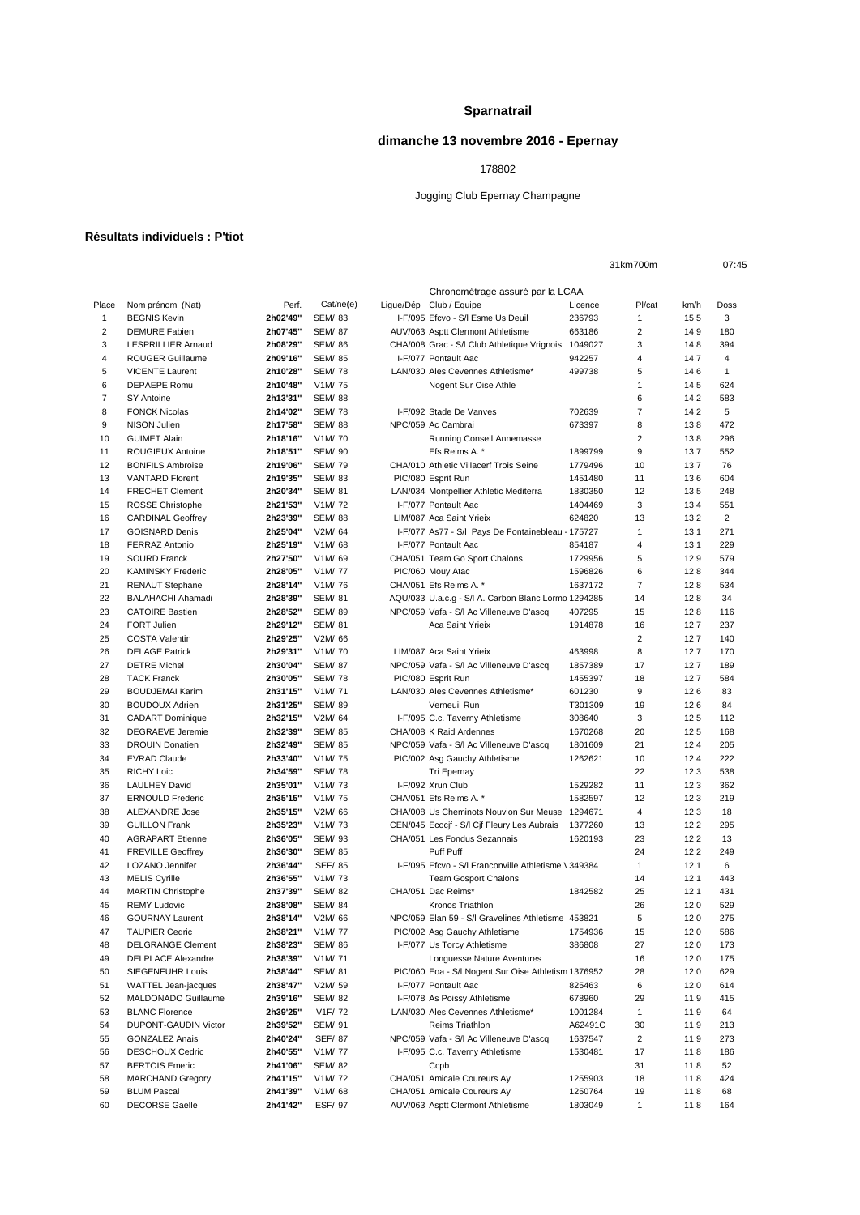# Sparnatrail

## dimanche 13 novembre 2016 - Epernay

178802

Jogging Club Epernay Champagne

### Résultats individuels : P'tiot

31km700m 07:45

Chronométrage assuré par la LCAA

| Place | Nom prénom (Nat) | Perf. | Cat/né(e) | Ligue/Dép | Club / Equipe | Licence | Pl/cat | km/h | Doss |
|---|---|---|---|---|---|---|---|---|---|
| 1 | BEGNIS Kevin | **2h02'49''** | SEM/ 83 | I-F/095 | Efcvo - S/l Esme Us Deuil | 236793 | 1 | 15,5 | 3 |
| 2 | DEMURE Fabien | **2h07'45''** | SEM/ 87 | AUV/063 | Asptt Clermont Athletisme | 663186 | 2 | 14,9 | 180 |
| 3 | LESPRILLIER Arnaud | **2h08'29''** | SEM/ 86 | CHA/008 | Grac - S/l Club Athletique Vrignois | 1049027 | 3 | 14,8 | 394 |
| 4 | ROUGER Guillaume | **2h09'16''** | SEM/ 85 | I-F/077 | Pontault Aac | 942257 | 4 | 14,7 | 4 |
| 5 | VICENTE Laurent | **2h10'28''** | SEM/ 78 | LAN/030 | Ales Cevennes Athletisme* | 499738 | 5 | 14,6 | 1 |
| 6 | DEPAEPE Romu | **2h10'48''** | V1M/ 75 | | Nogent Sur Oise Athle | | 1 | 14,5 | 624 |
| 7 | SY Antoine | **2h13'31''** | SEM/ 88 | | | | 6 | 14,2 | 583 |
| 8 | FONCK Nicolas | **2h14'02''** | SEM/ 78 | I-F/092 | Stade De Vanves | 702639 | 7 | 14,2 | 5 |
| 9 | NISON Julien | **2h17'58''** | SEM/ 88 | NPC/059 | Ac Cambrai | 673397 | 8 | 13,8 | 472 |
| 10 | GUIMET Alain | **2h18'16''** | V1M/ 70 | | Running Conseil Annemasse | | 2 | 13,8 | 296 |
| 11 | ROUGIEUX Antoine | **2h18'51''** | SEM/ 90 | | Efs Reims A. * | 1899799 | 9 | 13,7 | 552 |
| 12 | BONFILS Ambroise | **2h19'06''** | SEM/ 79 | CHA/010 | Athletic Villacerf Trois Seine | 1779496 | 10 | 13,7 | 76 |
| 13 | VANTARD Florent | **2h19'35''** | SEM/ 83 | PIC/080 | Esprit Run | 1451480 | 11 | 13,6 | 604 |
| 14 | FRECHET Clement | **2h20'34''** | SEM/ 81 | LAN/034 | Montpellier Athletic Mediterra | 1830350 | 12 | 13,5 | 248 |
| 15 | ROSSE Christophe | **2h21'53''** | V1M/ 72 | I-F/077 | Pontault Aac | 1404469 | 3 | 13,4 | 551 |
| 16 | CARDINAL Geoffrey | **2h23'39''** | SEM/ 88 | LIM/087 | Aca Saint Yrieix | 624820 | 13 | 13,2 | 2 |
| 17 | GOISNARD Denis | **2h25'04''** | V2M/ 64 | I-F/077 | As77 - S/l Pays De Fontainebleau - | 175727 | 1 | 13,1 | 271 |
| 18 | FERRAZ Antonio | **2h25'19''** | V1M/ 68 | I-F/077 | Pontault Aac | 854187 | 4 | 13,1 | 229 |
| 19 | SOURD Franck | **2h27'50''** | V1M/ 69 | CHA/051 | Team Go Sport Chalons | 1729956 | 5 | 12,9 | 579 |
| 20 | KAMINSKY Frederic | **2h28'05''** | V1M/ 77 | PIC/060 | Mouy Atac | 1596826 | 6 | 12,8 | 344 |
| 21 | RENAUT Stephane | **2h28'14''** | V1M/ 76 | CHA/051 | Efs Reims A. * | 1637172 | 7 | 12,8 | 534 |
| 22 | BALAHACHI Ahamadi | **2h28'39''** | SEM/ 81 | AQU/033 | U.a.c.g - S/l A. Carbon Blanc Lormo | 1294285 | 14 | 12,8 | 34 |
| 23 | CATOIRE Bastien | **2h28'52''** | SEM/ 89 | NPC/059 | Vafa - S/l Ac Villeneuve D'ascq | 407295 | 15 | 12,8 | 116 |
| 24 | FORT Julien | **2h29'12''** | SEM/ 81 | | Aca Saint Yrieix | 1914878 | 16 | 12,7 | 237 |
| 25 | COSTA Valentin | **2h29'25''** | V2M/ 66 | | | | 2 | 12,7 | 140 |
| 26 | DELAGE Patrick | **2h29'31''** | V1M/ 70 | LIM/087 | Aca Saint Yrieix | 463998 | 8 | 12,7 | 170 |
| 27 | DETRE Michel | **2h30'04''** | SEM/ 87 | NPC/059 | Vafa - S/l Ac Villeneuve D'ascq | 1857389 | 17 | 12,7 | 189 |
| 28 | TACK Franck | **2h30'05''** | SEM/ 78 | PIC/080 | Esprit Run | 1455397 | 18 | 12,7 | 584 |
| 29 | BOUDJEMAI Karim | **2h31'15''** | V1M/ 71 | LAN/030 | Ales Cevennes Athletisme* | 601230 | 9 | 12,6 | 83 |
| 30 | BOUDOUX Adrien | **2h31'25''** | SEM/ 89 | | Verneuil Run | T301309 | 19 | 12,6 | 84 |
| 31 | CADART Dominique | **2h32'15''** | V2M/ 64 | I-F/095 | C.c. Taverny Athletisme | 308640 | 3 | 12,5 | 112 |
| 32 | DEGRAEVE Jeremie | **2h32'39''** | SEM/ 85 | CHA/008 | K Raid Ardennes | 1670268 | 20 | 12,5 | 168 |
| 33 | DROUIN Donatien | **2h32'49''** | SEM/ 85 | NPC/059 | Vafa - S/l Ac Villeneuve D'ascq | 1801609 | 21 | 12,4 | 205 |
| 34 | EVRAD Claude | **2h33'40''** | V1M/ 75 | PIC/002 | Asg Gauchy Athletisme | 1262621 | 10 | 12,4 | 222 |
| 35 | RICHY Loic | **2h34'59''** | SEM/ 78 | | Tri Epernay | | 22 | 12,3 | 538 |
| 36 | LAULHEY David | **2h35'01''** | V1M/ 73 | I-F/092 | Xrun Club | 1529282 | 11 | 12,3 | 362 |
| 37 | ERNOULD Frederic | **2h35'15''** | V1M/ 75 | CHA/051 | Efs Reims A. * | 1582597 | 12 | 12,3 | 219 |
| 38 | ALEXANDRE Jose | **2h35'15''** | V2M/ 66 | CHA/008 | Us Cheminots Nouvion Sur Meuse | 1294671 | 4 | 12,3 | 18 |
| 39 | GUILLON Frank | **2h35'23''** | V1M/ 73 | CEN/045 | Ecocjf - S/l Cjf Fleury Les Aubrais | 1377260 | 13 | 12,2 | 295 |
| 40 | AGRAPART Etienne | **2h36'05''** | SEM/ 93 | CHA/051 | Les Fondus Sezannais | 1620193 | 23 | 12,2 | 13 |
| 41 | FREVILLE Geoffrey | **2h36'30''** | SEM/ 85 | | Puff Puff | | 24 | 12,2 | 249 |
| 42 | LOZANO Jennifer | **2h36'44''** | SEF/ 85 | I-F/095 | Efcvo - S/l Franconville Athletisme \ | 349384 | 1 | 12,1 | 6 |
| 43 | MELIS Cyrille | **2h36'55''** | V1M/ 73 | | Team Gosport Chalons | | 14 | 12,1 | 443 |
| 44 | MARTIN Christophe | **2h37'39''** | SEM/ 82 | CHA/051 | Dac Reims* | 1842582 | 25 | 12,1 | 431 |
| 45 | REMY Ludovic | **2h38'08''** | SEM/ 84 | | Kronos Triathlon | | 26 | 12,0 | 529 |
| 46 | GOURNAY Laurent | **2h38'14''** | V2M/ 66 | NPC/059 | Elan 59 - S/l Gravelines Athletisme | 453821 | 5 | 12,0 | 275 |
| 47 | TAUPIER Cedric | **2h38'21''** | V1M/ 77 | PIC/002 | Asg Gauchy Athletisme | 1754936 | 15 | 12,0 | 586 |
| 48 | DELGRANGE Clement | **2h38'23''** | SEM/ 86 | I-F/077 | Us Torcy Athletisme | 386808 | 27 | 12,0 | 173 |
| 49 | DELPLACE Alexandre | **2h38'39''** | V1M/ 71 | | Longuesse Nature Aventures | | 16 | 12,0 | 175 |
| 50 | SIEGENFUHR Louis | **2h38'44''** | SEM/ 81 | PIC/060 | Eoa - S/l Nogent Sur Oise Athletism | 1376952 | 28 | 12,0 | 629 |
| 51 | WATTEL Jean-jacques | **2h38'47''** | V2M/ 59 | I-F/077 | Pontault Aac | 825463 | 6 | 12,0 | 614 |
| 52 | MALDONADO Guillaume | **2h39'16''** | SEM/ 82 | I-F/078 | As Poissy Athletisme | 678960 | 29 | 11,9 | 415 |
| 53 | BLANC Florence | **2h39'25''** | V1F/ 72 | LAN/030 | Ales Cevennes Athletisme* | 1001284 | 1 | 11,9 | 64 |
| 54 | DUPONT-GAUDIN Victor | **2h39'52''** | SEM/ 91 | | Reims Triathlon | A62491C | 30 | 11,9 | 213 |
| 55 | GONZALEZ Anais | **2h40'24''** | SEF/ 87 | NPC/059 | Vafa - S/l Ac Villeneuve D'ascq | 1637547 | 2 | 11,9 | 273 |
| 56 | DESCHOUX Cedric | **2h40'55''** | V1M/ 77 | I-F/095 | C.c. Taverny Athletisme | 1530481 | 17 | 11,8 | 186 |
| 57 | BERTOIS Emeric | **2h41'06''** | SEM/ 82 | | Ccpb | | 31 | 11,8 | 52 |
| 58 | MARCHAND Gregory | **2h41'15''** | V1M/ 72 | CHA/051 | Amicale Coureurs Ay | 1255903 | 18 | 11,8 | 424 |
| 59 | BLUM Pascal | **2h41'39''** | V1M/ 68 | CHA/051 | Amicale Coureurs Ay | 1250764 | 19 | 11,8 | 68 |
| 60 | DECORSE Gaelle | **2h41'42''** | ESF/ 97 | AUV/063 | Asptt Clermont Athletisme | 1803049 | 1 | 11,8 | 164 |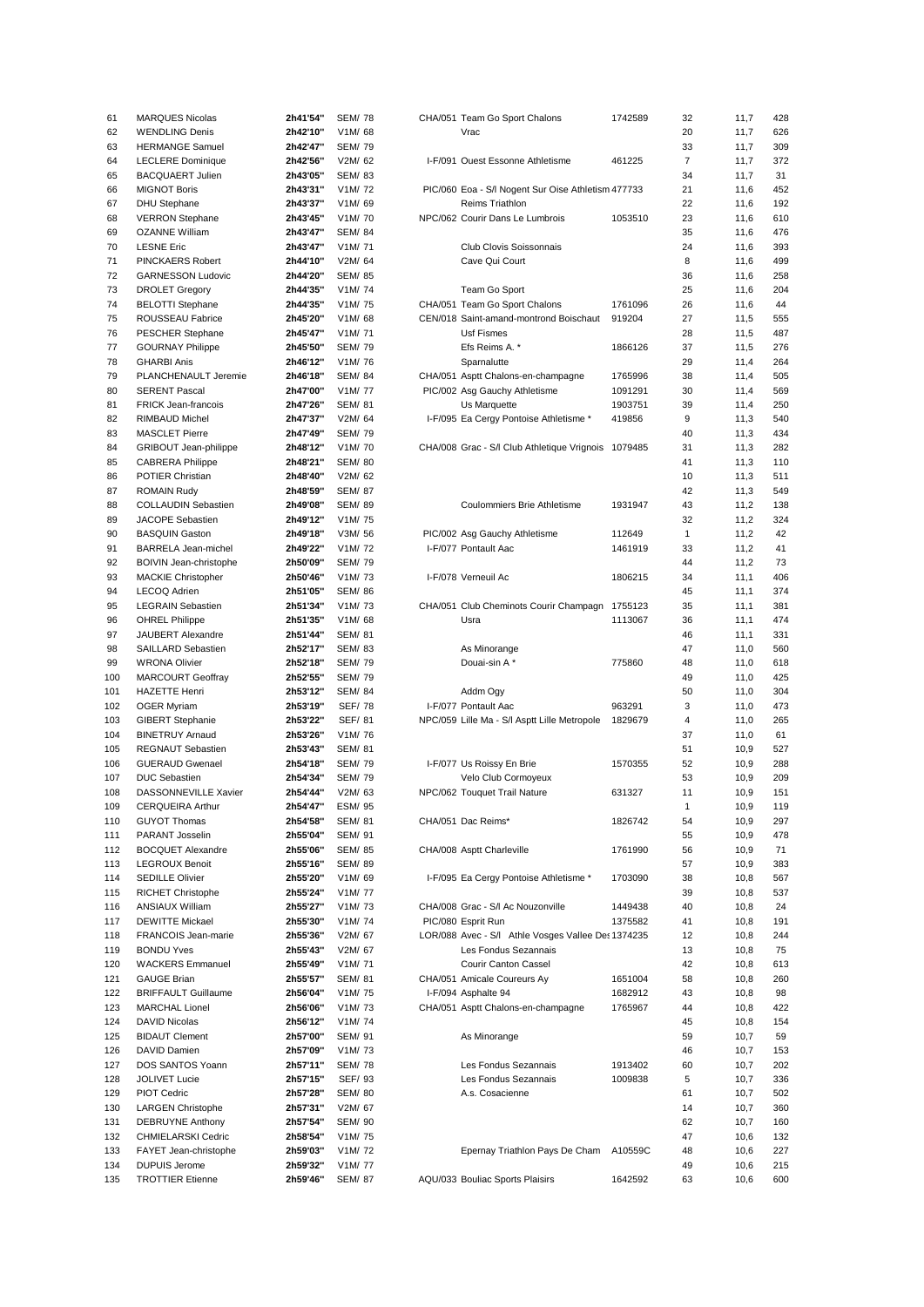| | | | | | | | | | |
|---|---|---|---|---|---|---|---|---|---|
| 61 | MARQUES Nicolas | **2h41'54"** | SEM/ 78 | CHA/051 | Team Go Sport Chalons | 1742589 | 32 | 11,7 | 428 |
| 62 | WENDLING Denis | **2h42'10"** | V1M/ 68 | | Vrac | | 20 | 11,7 | 626 |
| 63 | HERMANGE Samuel | **2h42'47"** | SEM/ 79 | | | | 33 | 11,7 | 309 |
| 64 | LECLERE Dominique | **2h42'56"** | V2M/ 62 | I-F/091 | Ouest Essonne Athletisme | 461225 | 7 | 11,7 | 372 |
| 65 | BACQUAERT Julien | **2h43'05"** | SEM/ 83 | | | | 34 | 11,7 | 31 |
| 66 | MIGNOT Boris | **2h43'31"** | V1M/ 72 | PIC/060 | Eoa - S/l Nogent Sur Oise Athletism | 477733 | 21 | 11,6 | 452 |
| 67 | DHU Stephane | **2h43'37"** | V1M/ 69 | | Reims Triathlon | | 22 | 11,6 | 192 |
| 68 | VERRON Stephane | **2h43'45"** | V1M/ 70 | NPC/062 | Courir Dans Le Lumbrois | 1053510 | 23 | 11,6 | 610 |
| 69 | OZANNE William | **2h43'47"** | SEM/ 84 | | | | 35 | 11,6 | 476 |
| 70 | LESNE Eric | **2h43'47"** | V1M/ 71 | | Club Clovis Soissonnais | | 24 | 11,6 | 393 |
| 71 | PINCKAERS Robert | **2h44'10"** | V2M/ 64 | | Cave Qui Court | | 8 | 11,6 | 499 |
| 72 | GARNESSON Ludovic | **2h44'20"** | SEM/ 85 | | | | 36 | 11,6 | 258 |
| 73 | DROLET Gregory | **2h44'35"** | V1M/ 74 | | Team Go Sport | | 25 | 11,6 | 204 |
| 74 | BELOTTI Stephane | **2h44'35"** | V1M/ 75 | CHA/051 | Team Go Sport Chalons | 1761096 | 26 | 11,6 | 44 |
| 75 | ROUSSEAU Fabrice | **2h45'20"** | V1M/ 68 | CEN/018 | Saint-amand-montrond Boischaut | 919204 | 27 | 11,5 | 555 |
| 76 | PESCHER Stephane | **2h45'47"** | V1M/ 71 | | Usf Fismes | | 28 | 11,5 | 487 |
| 77 | GOURNAY Philippe | **2h45'50"** | SEM/ 79 | | Efs Reims A. * | 1866126 | 37 | 11,5 | 276 |
| 78 | GHARBI Anis | **2h46'12"** | V1M/ 76 | | Sparnalutte | | 29 | 11,4 | 264 |
| 79 | PLANCHENAULT Jeremie | **2h46'18"** | SEM/ 84 | CHA/051 | Asptt Chalons-en-champagne | 1765996 | 38 | 11,4 | 505 |
| 80 | SERENT Pascal | **2h47'00"** | V1M/ 77 | PIC/002 | Asg Gauchy Athletisme | 1091291 | 30 | 11,4 | 569 |
| 81 | FRICK Jean-francois | **2h47'26"** | SEM/ 81 | | Us Marquette | 1903751 | 39 | 11,4 | 250 |
| 82 | RIMBAUD Michel | **2h47'37"** | V2M/ 64 | I-F/095 | Ea Cergy Pontoise Athletisme * | 419856 | 9 | 11,3 | 540 |
| 83 | MASCLET Pierre | **2h47'49"** | SEM/ 79 | | | | 40 | 11,3 | 434 |
| 84 | GRIBOUT Jean-philippe | **2h48'12"** | V1M/ 70 | CHA/008 | Grac - S/l Club Athletique Vrignois | 1079485 | 31 | 11,3 | 282 |
| 85 | CABRERA Philippe | **2h48'21"** | SEM/ 80 | | | | 41 | 11,3 | 110 |
| 86 | POTIER Christian | **2h48'40"** | V2M/ 62 | | | | 10 | 11,3 | 511 |
| 87 | ROMAIN Rudy | **2h48'59"** | SEM/ 87 | | | | 42 | 11,3 | 549 |
| 88 | COLLAUDIN Sebastien | **2h49'08"** | SEM/ 89 | | Coulommiers Brie Athletisme | 1931947 | 43 | 11,2 | 138 |
| 89 | JACOPE Sebastien | **2h49'12"** | V1M/ 75 | | | | 32 | 11,2 | 324 |
| 90 | BASQUIN Gaston | **2h49'18"** | V3M/ 56 | PIC/002 | Asg Gauchy Athletisme | 112649 | 1 | 11,2 | 42 |
| 91 | BARRELA Jean-michel | **2h49'22"** | V1M/ 72 | I-F/077 | Pontault Aac | 1461919 | 33 | 11,2 | 41 |
| 92 | BOIVIN Jean-christophe | **2h50'09"** | SEM/ 79 | | | | 44 | 11,2 | 73 |
| 93 | MACKIE Christopher | **2h50'46"** | V1M/ 73 | I-F/078 | Verneuil Ac | 1806215 | 34 | 11,1 | 406 |
| 94 | LECOQ Adrien | **2h51'05"** | SEM/ 86 | | | | 45 | 11,1 | 374 |
| 95 | LEGRAIN Sebastien | **2h51'34"** | V1M/ 73 | CHA/051 | Club Cheminots Courir Champagn | 1755123 | 35 | 11,1 | 381 |
| 96 | OHREL Philippe | **2h51'35"** | V1M/ 68 | | Usra | 1113067 | 36 | 11,1 | 474 |
| 97 | JAUBERT Alexandre | **2h51'44"** | SEM/ 81 | | | | 46 | 11,1 | 331 |
| 98 | SAILLARD Sebastien | **2h52'17"** | SEM/ 83 | | As Minorange | | 47 | 11,0 | 560 |
| 99 | WRONA Olivier | **2h52'18"** | SEM/ 79 | | Douai-sin A * | 775860 | 48 | 11,0 | 618 |
| 100 | MARCOURT Geoffray | **2h52'55"** | SEM/ 79 | | | | 49 | 11,0 | 425 |
| 101 | HAZETTE Henri | **2h53'12"** | SEM/ 84 | | Addm Ogy | | 50 | 11,0 | 304 |
| 102 | OGER Myriam | **2h53'19"** | SEF/ 78 | I-F/077 | Pontault Aac | 963291 | 3 | 11,0 | 473 |
| 103 | GIBERT Stephanie | **2h53'22"** | SEF/ 81 | NPC/059 | Lille Ma - S/l Asptt Lille Metropole | 1829679 | 4 | 11,0 | 265 |
| 104 | BINETRUY Arnaud | **2h53'26"** | V1M/ 76 | | | | 37 | 11,0 | 61 |
| 105 | REGNAUT Sebastien | **2h53'43"** | SEM/ 81 | | | | 51 | 10,9 | 527 |
| 106 | GUERAUD Gwenael | **2h54'18"** | SEM/ 79 | I-F/077 | Us Roissy En Brie | 1570355 | 52 | 10,9 | 288 |
| 107 | DUC Sebastien | **2h54'34"** | SEM/ 79 | | Velo Club Cormoyeux | | 53 | 10,9 | 209 |
| 108 | DASSONNEVILLE Xavier | **2h54'44"** | V2M/ 63 | NPC/062 | Touquet Trail Nature | 631327 | 11 | 10,9 | 151 |
| 109 | CERQUEIRA Arthur | **2h54'47"** | ESM/ 95 | | | | 1 | 10,9 | 119 |
| 110 | GUYOT Thomas | **2h54'58"** | SEM/ 81 | CHA/051 | Dac Reims* | 1826742 | 54 | 10,9 | 297 |
| 111 | PARANT Josselin | **2h55'04"** | SEM/ 91 | | | | 55 | 10,9 | 478 |
| 112 | BOCQUET Alexandre | **2h55'06"** | SEM/ 85 | CHA/008 | Asptt Charleville | 1761990 | 56 | 10,9 | 71 |
| 113 | LEGROUX Benoit | **2h55'16"** | SEM/ 89 | | | | 57 | 10,9 | 383 |
| 114 | SEDILLE Olivier | **2h55'20"** | V1M/ 69 | I-F/095 | Ea Cergy Pontoise Athletisme * | 1703090 | 38 | 10,8 | 567 |
| 115 | RICHET Christophe | **2h55'24"** | V1M/ 77 | | | | 39 | 10,8 | 537 |
| 116 | ANSIAUX William | **2h55'27"** | V1M/ 73 | CHA/008 | Grac - S/l Ac Nouzonville | 1449438 | 40 | 10,8 | 24 |
| 117 | DEWITTE Mickael | **2h55'30"** | V1M/ 74 | PIC/080 | Esprit Run | 1375582 | 41 | 10,8 | 191 |
| 118 | FRANCOIS Jean-marie | **2h55'36"** | V2M/ 67 | LOR/088 | Avec - S/l Athle Vosges Vallee Des | 1374235 | 12 | 10,8 | 244 |
| 119 | BONDU Yves | **2h55'43"** | V2M/ 67 | | Les Fondus Sezannais | | 13 | 10,8 | 75 |
| 120 | WACKERS Emmanuel | **2h55'49"** | V1M/ 71 | | Courir Canton Cassel | | 42 | 10,8 | 613 |
| 121 | GAUGE Brian | **2h55'57"** | SEM/ 81 | CHA/051 | Amicale Coureurs Ay | 1651004 | 58 | 10,8 | 260 |
| 122 | BRIFFAULT Guillaume | **2h56'04"** | V1M/ 75 | I-F/094 | Asphalte 94 | 1682912 | 43 | 10,8 | 98 |
| 123 | MARCHAL Lionel | **2h56'06"** | V1M/ 73 | CHA/051 | Asptt Chalons-en-champagne | 1765967 | 44 | 10,8 | 422 |
| 124 | DAVID Nicolas | **2h56'12"** | V1M/ 74 | | | | 45 | 10,8 | 154 |
| 125 | BIDAUT Clement | **2h57'00"** | SEM/ 91 | | As Minorange | | 59 | 10,7 | 59 |
| 126 | DAVID Damien | **2h57'09"** | V1M/ 73 | | | | 46 | 10,7 | 153 |
| 127 | DOS SANTOS Yoann | **2h57'11"** | SEM/ 78 | | Les Fondus Sezannais | 1913402 | 60 | 10,7 | 202 |
| 128 | JOLIVET Lucie | **2h57'15"** | SEF/ 93 | | Les Fondus Sezannais | 1009838 | 5 | 10,7 | 336 |
| 129 | PIOT Cedric | **2h57'28"** | SEM/ 80 | | A.s. Cosacienne | | 61 | 10,7 | 502 |
| 130 | LARGEN Christophe | **2h57'31"** | V2M/ 67 | | | | 14 | 10,7 | 360 |
| 131 | DEBRUYNE Anthony | **2h57'54"** | SEM/ 90 | | | | 62 | 10,7 | 160 |
| 132 | CHMIELARSKI Cedric | **2h58'54"** | V1M/ 75 | | | | 47 | 10,6 | 132 |
| 133 | FAYET Jean-christophe | **2h59'03"** | V1M/ 72 | | Epernay Triathlon Pays De Cham | A10559C | 48 | 10,6 | 227 |
| 134 | DUPUIS Jerome | **2h59'32"** | V1M/ 77 | | | | 49 | 10,6 | 215 |
| 135 | TROTTIER Etienne | **2h59'46"** | SEM/ 87 | AQU/033 | Bouliac Sports Plaisirs | 1642592 | 63 | 10,6 | 600 |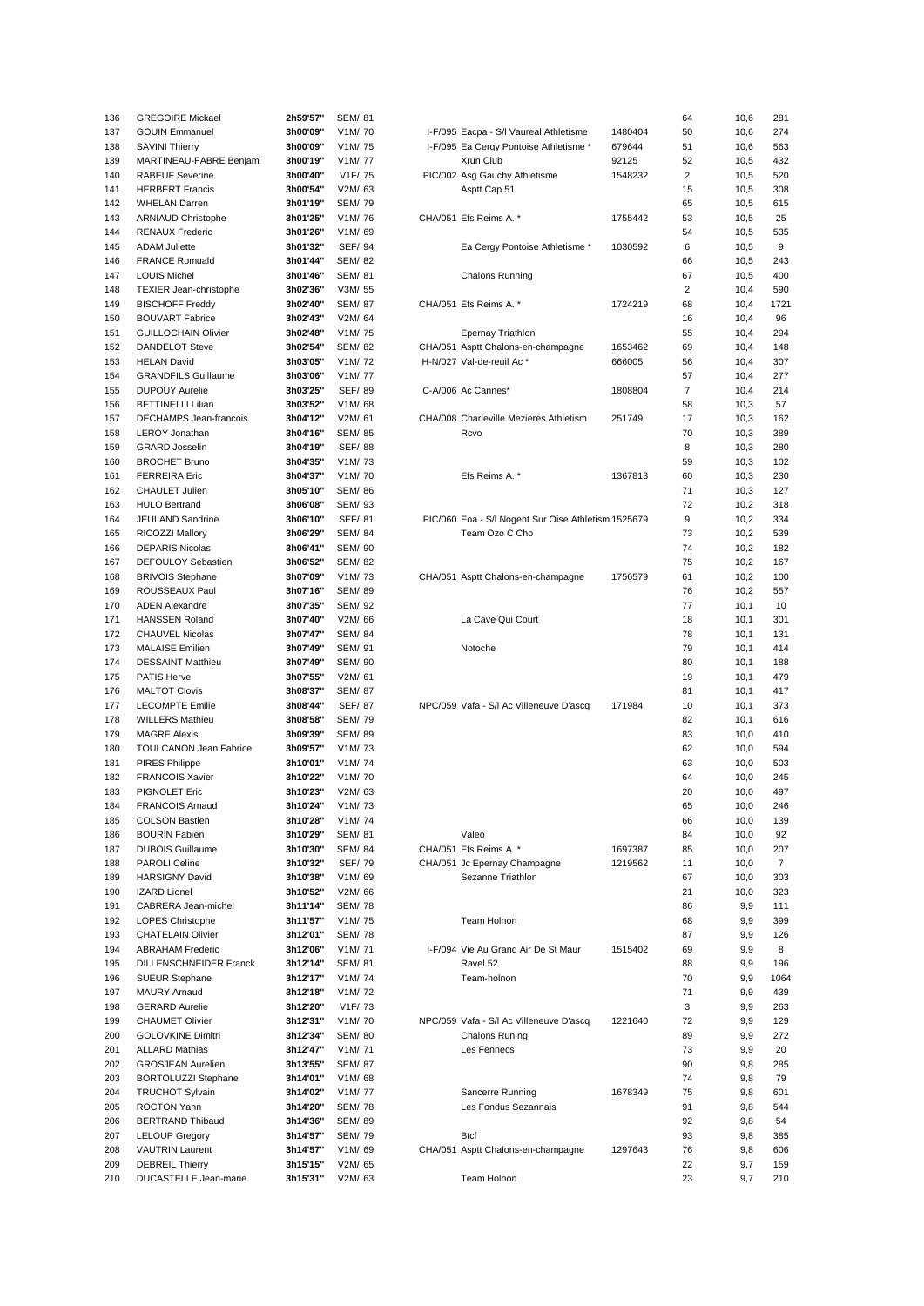| | | | | | | | | | |
|---|---|---|---|---|---|---|---|---|---|
| 136 | GREGOIRE Mickael | 3h59'57" | SEM/ 81 | | | | 64 | 10,6 | 281 |
| 137 | GOUIN Emmanuel | 3h00'09" | V1M/ 70 | I-F/095 | Eacpa - S/l Vaureal Athletisme | 1480404 | 50 | 10,6 | 274 |
| 138 | SAVINI Thierry | 3h00'09" | V1M/ 75 | I-F/095 | Ea Cergy Pontoise Athletisme * | 679644 | 51 | 10,6 | 563 |
| 139 | MARTINEAU-FABRE Benjami | 3h00'19" | V1M/ 77 | | Xrun Club | 92125 | 52 | 10,5 | 432 |
| 140 | RABEUF Severine | 3h00'40" | V1F/ 75 | PIC/002 | Asg Gauchy Athletisme | 1548232 | 2 | 10,5 | 520 |
| 141 | HERBERT Francis | 3h00'54" | V2M/ 63 | | Asptt Cap 51 | | 15 | 10,5 | 308 |
| 142 | WHELAN Darren | 3h01'19" | SEM/ 79 | | | | 65 | 10,5 | 615 |
| 143 | ARNIAUD Christophe | 3h01'25" | V1M/ 76 | CHA/051 | Efs Reims A. * | 1755442 | 53 | 10,5 | 25 |
| 144 | RENAUX Frederic | 3h01'26" | V1M/ 69 | | | | 54 | 10,5 | 535 |
| 145 | ADAM Juliette | 3h01'32" | SEF/ 94 | | Ea Cergy Pontoise Athletisme * | 1030592 | 6 | 10,5 | 9 |
| 146 | FRANCE Romuald | 3h01'44" | SEM/ 82 | | | | 66 | 10,5 | 243 |
| 147 | LOUIS Michel | 3h01'46" | SEM/ 81 | | Chalons Running | | 67 | 10,5 | 400 |
| 148 | TEXIER Jean-christophe | 3h02'36" | V3M/ 55 | | | | 2 | 10,4 | 590 |
| 149 | BISCHOFF Freddy | 3h02'40" | SEM/ 87 | CHA/051 | Efs Reims A. * | 1724219 | 68 | 10,4 | 1721 |
| 150 | BOUVART Fabrice | 3h02'43" | V2M/ 64 | | | | 16 | 10,4 | 96 |
| 151 | GUILLOCHAIN Olivier | 3h02'48" | V1M/ 75 | | Epernay Triathlon | | 55 | 10,4 | 294 |
| 152 | DANDELOT Steve | 3h02'54" | SEM/ 82 | CHA/051 | Asptt Chalons-en-champagne | 1653462 | 69 | 10,4 | 148 |
| 153 | HELAN David | 3h03'05" | V1M/ 72 | H-N/027 | Val-de-reuil Ac * | 666005 | 56 | 10,4 | 307 |
| 154 | GRANDFILS Guillaume | 3h03'06" | V1M/ 77 | | | | 57 | 10,4 | 277 |
| 155 | DUPOUY Aurelie | 3h03'25" | SEF/ 89 | C-A/006 | Ac Cannes* | 1808804 | 7 | 10,4 | 214 |
| 156 | BETTINELLI Lilian | 3h03'52" | V1M/ 68 | | | | 58 | 10,3 | 57 |
| 157 | DECHAMPS Jean-francois | 3h04'12" | V2M/ 61 | CHA/008 | Charleville Mezieres Athletism | 251749 | 17 | 10,3 | 162 |
| 158 | LEROY Jonathan | 3h04'16" | SEM/ 85 | | Rcvo | | 70 | 10,3 | 389 |
| 159 | GRARD Josselin | 3h04'19" | SEF/ 88 | | | | 8 | 10,3 | 280 |
| 160 | BROCHET Bruno | 3h04'35" | V1M/ 73 | | | | 59 | 10,3 | 102 |
| 161 | FERREIRA Eric | 3h04'37" | V1M/ 70 | | Efs Reims A. * | 1367813 | 60 | 10,3 | 230 |
| 162 | CHAULET Julien | 3h05'10" | SEM/ 86 | | | | 71 | 10,3 | 127 |
| 163 | HULO Bertrand | 3h06'08" | SEM/ 93 | | | | 72 | 10,2 | 318 |
| 164 | JEULAND Sandrine | 3h06'10" | SEF/ 81 | PIC/060 | Eoa - S/l Nogent Sur Oise Athletism | 1525679 | 9 | 10,2 | 334 |
| 165 | RICOZZI Mallory | 3h06'29" | SEM/ 84 | | Team Ozo C Cho | | 73 | 10,2 | 539 |
| 166 | DEPARIS Nicolas | 3h06'41" | SEM/ 90 | | | | 74 | 10,2 | 182 |
| 167 | DEFOULOY Sebastien | 3h06'52" | SEM/ 82 | | | | 75 | 10,2 | 167 |
| 168 | BRIVOIS Stephane | 3h07'09" | V1M/ 73 | CHA/051 | Asptt Chalons-en-champagne | 1756579 | 61 | 10,2 | 100 |
| 169 | ROUSSEAUX Paul | 3h07'16" | SEM/ 89 | | | | 76 | 10,2 | 557 |
| 170 | ADEN Alexandre | 3h07'35" | SEM/ 92 | | | | 77 | 10,1 | 10 |
| 171 | HANSSEN Roland | 3h07'40" | V2M/ 66 | | La Cave Qui Court | | 18 | 10,1 | 301 |
| 172 | CHAUVEL Nicolas | 3h07'47" | SEM/ 84 | | | | 78 | 10,1 | 131 |
| 173 | MALAISE Emilien | 3h07'49" | SEM/ 91 | | Notoche | | 79 | 10,1 | 414 |
| 174 | DESSAINT Matthieu | 3h07'49" | SEM/ 90 | | | | 80 | 10,1 | 188 |
| 175 | PATIS Herve | 3h07'55" | V2M/ 61 | | | | 19 | 10,1 | 479 |
| 176 | MALTOT Clovis | 3h08'37" | SEM/ 87 | | | | 81 | 10,1 | 417 |
| 177 | LECOMPTE Emilie | 3h08'44" | SEF/ 87 | NPC/059 | Vafa - S/l Ac Villeneuve D'ascq | 171984 | 10 | 10,1 | 373 |
| 178 | WILLERS Mathieu | 3h08'58" | SEM/ 79 | | | | 82 | 10,1 | 616 |
| 179 | MAGRE Alexis | 3h09'39" | SEM/ 89 | | | | 83 | 10,0 | 410 |
| 180 | TOULCANON Jean Fabrice | 3h09'57" | V1M/ 73 | | | | 62 | 10,0 | 594 |
| 181 | PIRES Philippe | 3h10'01" | V1M/ 74 | | | | 63 | 10,0 | 503 |
| 182 | FRANCOIS Xavier | 3h10'22" | V1M/ 70 | | | | 64 | 10,0 | 245 |
| 183 | PIGNOLET Eric | 3h10'23" | V2M/ 63 | | | | 20 | 10,0 | 497 |
| 184 | FRANCOIS Arnaud | 3h10'24" | V1M/ 73 | | | | 65 | 10,0 | 246 |
| 185 | COLSON Bastien | 3h10'28" | V1M/ 74 | | | | 66 | 10,0 | 139 |
| 186 | BOURIN Fabien | 3h10'29" | SEM/ 81 | | Valeo | | 84 | 10,0 | 92 |
| 187 | DUBOIS Guillaume | 3h10'30" | SEM/ 84 | CHA/051 | Efs Reims A. * | 1697387 | 85 | 10,0 | 207 |
| 188 | PAROLI Celine | 3h10'32" | SEF/ 79 | CHA/051 | Jc Epernay Champagne | 1219562 | 11 | 10,0 | 7 |
| 189 | HARSIGNY David | 3h10'38" | V1M/ 69 | | Sezanne Triathlon | | 67 | 10,0 | 303 |
| 190 | IZARD Lionel | 3h10'52" | V2M/ 66 | | | | 21 | 10,0 | 323 |
| 191 | CABRERA Jean-michel | 3h11'14" | SEM/ 78 | | | | 86 | 9,9 | 111 |
| 192 | LOPES Christophe | 3h11'57" | V1M/ 75 | | Team Holnon | | 68 | 9,9 | 399 |
| 193 | CHATELAIN Olivier | 3h12'01" | SEM/ 78 | | | | 87 | 9,9 | 126 |
| 194 | ABRAHAM Frederic | 3h12'06" | V1M/ 71 | I-F/094 | Vie Au Grand Air De St Maur | 1515402 | 69 | 9,9 | 8 |
| 195 | DILLENSCHNEIDER Franck | 3h12'14" | SEM/ 81 | | Ravel 52 | | 88 | 9,9 | 196 |
| 196 | SUEUR Stephane | 3h12'17" | V1M/ 74 | | Team-holnon | | 70 | 9,9 | 1064 |
| 197 | MAURY Arnaud | 3h12'18" | V1M/ 72 | | | | 71 | 9,9 | 439 |
| 198 | GERARD Aurelie | 3h12'20" | V1F/ 73 | | | | 3 | 9,9 | 263 |
| 199 | CHAUMET Olivier | 3h12'31" | V1M/ 70 | NPC/059 | Vafa - S/l Ac Villeneuve D'ascq | 1221640 | 72 | 9,9 | 129 |
| 200 | GOLOVKINE Dimitri | 3h12'34" | SEM/ 80 | | Chalons Runing | | 89 | 9,9 | 272 |
| 201 | ALLARD Mathias | 3h12'47" | V1M/ 71 | | Les Fennecs | | 73 | 9,9 | 20 |
| 202 | GROSJEAN Aurelien | 3h13'55" | SEM/ 87 | | | | 90 | 9,8 | 285 |
| 203 | BORTOLUZZI Stephane | 3h14'01" | V1M/ 68 | | | | 74 | 9,8 | 79 |
| 204 | TRUCHOT Sylvain | 3h14'02" | V1M/ 77 | | Sancerre Running | 1678349 | 75 | 9,8 | 601 |
| 205 | ROCTON Yann | 3h14'20" | SEM/ 78 | | Les Fondus Sezannais | | 91 | 9,8 | 544 |
| 206 | BERTRAND Thibaud | 3h14'36" | SEM/ 89 | | | | 92 | 9,8 | 54 |
| 207 | LELOUP Gregory | 3h14'57" | SEM/ 79 | | Btcf | | 93 | 9,8 | 385 |
| 208 | VAUTRIN Laurent | 3h14'57" | V1M/ 69 | CHA/051 | Asptt Chalons-en-champagne | 1297643 | 76 | 9,8 | 606 |
| 209 | DEBREIL Thierry | 3h15'15" | V2M/ 65 | | | | 22 | 9,7 | 159 |
| 210 | DUCASTELLE Jean-marie | 3h15'31" | V2M/ 63 | | Team Holnon | | 23 | 9,7 | 210 |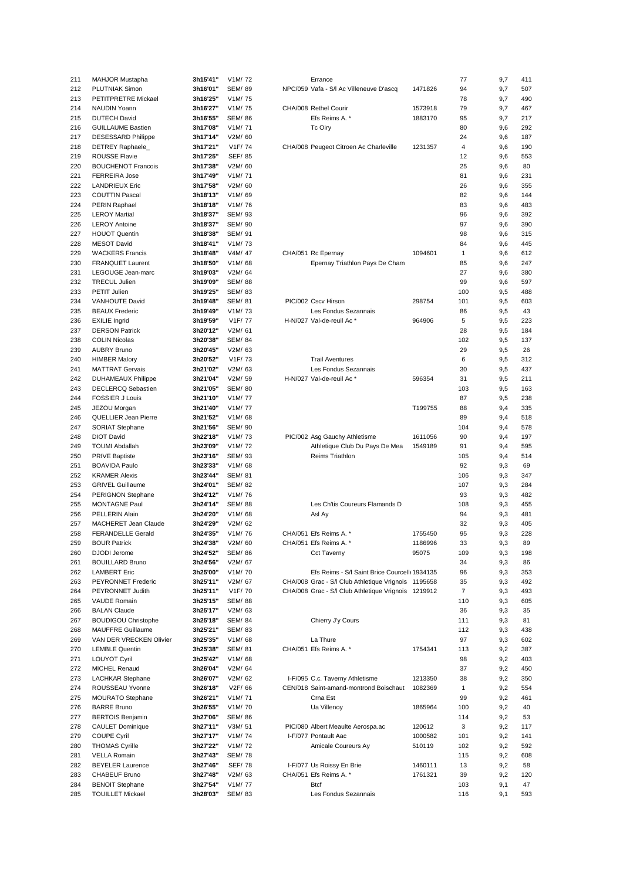| | | | | | | | | | |
|---|---|---|---|---|---|---|---|---|---|
| 211 | MAHJOR Mustapha | **3h15'41''** | V1M/ 72 | | Errance | | 77 | 9,7 | 411 |
| 212 | PLUTNIAK Simon | **3h16'01''** | SEM/ 89 | NPC/059 | Vafa - S/l Ac Villeneuve D'ascq | 1471826 | 94 | 9,7 | 507 |
| 213 | PETITPRETRE Mickael | **3h16'25''** | V1M/ 75 | | | | 78 | 9,7 | 490 |
| 214 | NAUDIN Yoann | **3h16'27''** | V1M/ 75 | CHA/008 | Rethel Courir | 1573918 | 79 | 9,7 | 467 |
| 215 | DUTECH David | **3h16'55''** | SEM/ 86 | | Efs Reims A. * | 1883170 | 95 | 9,7 | 217 |
| 216 | GUILLAUME Bastien | **3h17'08''** | V1M/ 71 | | Tc Oiry | | 80 | 9,6 | 292 |
| 217 | DESESSARD Philippe | **3h17'14''** | V2M/ 60 | | | | 24 | 9,6 | 187 |
| 218 | DETREY Raphaele_ | **3h17'21''** | V1F/ 74 | CHA/008 | Peugeot Citroen Ac Charleville | 1231357 | 4 | 9,6 | 190 |
| 219 | ROUSSE Flavie | **3h17'25''** | SEF/ 85 | | | | 12 | 9,6 | 553 |
| 220 | BOUCHENOT Francois | **3h17'38''** | V2M/ 60 | | | | 25 | 9,6 | 80 |
| 221 | FERREIRA Jose | **3h17'49''** | V1M/ 71 | | | | 81 | 9,6 | 231 |
| 222 | LANDRIEUX Eric | **3h17'58''** | V2M/ 60 | | | | 26 | 9,6 | 355 |
| 223 | COUTTIN Pascal | **3h18'13''** | V1M/ 69 | | | | 82 | 9,6 | 144 |
| 224 | PERIN Raphael | **3h18'18''** | V1M/ 76 | | | | 83 | 9,6 | 483 |
| 225 | LEROY Martial | **3h18'37''** | SEM/ 93 | | | | 96 | 9,6 | 392 |
| 226 | LEROY Antoine | **3h18'37''** | SEM/ 90 | | | | 97 | 9,6 | 390 |
| 227 | HOUOT Quentin | **3h18'38''** | SEM/ 91 | | | | 98 | 9,6 | 315 |
| 228 | MESOT David | **3h18'41''** | V1M/ 73 | | | | 84 | 9,6 | 445 |
| 229 | WACKERS Francis | **3h18'48''** | V4M/ 47 | CHA/051 | Rc Epernay | 1094601 | 1 | 9,6 | 612 |
| 230 | FRANQUET Laurent | **3h18'50''** | V1M/ 68 | | Epernay Triathlon Pays De Cham | | 85 | 9,6 | 247 |
| 231 | LEGOUGE Jean-marc | **3h19'03''** | V2M/ 64 | | | | 27 | 9,6 | 380 |
| 232 | TRECUL Julien | **3h19'09''** | SEM/ 88 | | | | 99 | 9,6 | 597 |
| 233 | PETIT Julien | **3h19'25''** | SEM/ 83 | | | | 100 | 9,5 | 488 |
| 234 | VANHOUTE David | **3h19'48''** | SEM/ 81 | PIC/002 | Cscv Hirson | 298754 | 101 | 9,5 | 603 |
| 235 | BEAUX Frederic | **3h19'49''** | V1M/ 73 | | Les Fondus Sezannais | | 86 | 9,5 | 43 |
| 236 | EXILIE Ingrid | **3h19'59''** | V1F/ 77 | H-N/027 | Val-de-reuil Ac * | 964906 | 5 | 9,5 | 223 |
| 237 | DERSON Patrick | **3h20'12''** | V2M/ 61 | | | | 28 | 9,5 | 184 |
| 238 | COLIN Nicolas | **3h20'38''** | SEM/ 84 | | | | 102 | 9,5 | 137 |
| 239 | AUBRY Bruno | **3h20'45''** | V2M/ 63 | | | | 29 | 9,5 | 26 |
| 240 | HIMBER Malory | **3h20'52''** | V1F/ 73 | | Trail Aventures | | 6 | 9,5 | 312 |
| 241 | MATTRAT Gervais | **3h21'02''** | V2M/ 63 | | Les Fondus Sezannais | | 30 | 9,5 | 437 |
| 242 | DUHAMEAUX Philippe | **3h21'04''** | V2M/ 59 | H-N/027 | Val-de-reuil Ac * | 596354 | 31 | 9,5 | 211 |
| 243 | DECLERCQ Sebastien | **3h21'05''** | SEM/ 80 | | | | 103 | 9,5 | 163 |
| 244 | FOSSIER J Louis | **3h21'10''** | V1M/ 77 | | | | 87 | 9,5 | 238 |
| 245 | JEZOU Morgan | **3h21'40''** | V1M/ 77 | | | T199755 | 88 | 9,4 | 335 |
| 246 | QUELLIER Jean Pierre | **3h21'52''** | V1M/ 68 | | | | 89 | 9,4 | 518 |
| 247 | SORIAT Stephane | **3h21'56''** | SEM/ 90 | | | | 104 | 9,4 | 578 |
| 248 | DIOT David | **3h22'18''** | V1M/ 73 | PIC/002 | Asg Gauchy Athletisme | 1611056 | 90 | 9,4 | 197 |
| 249 | TOUMI Abdallah | **3h23'09''** | V1M/ 72 | | Athletique Club Du Pays De Mea | 1549189 | 91 | 9,4 | 595 |
| 250 | PRIVE Baptiste | **3h23'16''** | SEM/ 93 | | Reims Triathlon | | 105 | 9,4 | 514 |
| 251 | BOAVIDA Paulo | **3h23'33''** | V1M/ 68 | | | | 92 | 9,3 | 69 |
| 252 | KRAMER Alexis | **3h23'44''** | SEM/ 81 | | | | 106 | 9,3 | 347 |
| 253 | GRIVEL Guillaume | **3h24'01''** | SEM/ 82 | | | | 107 | 9,3 | 284 |
| 254 | PERIGNON Stephane | **3h24'12''** | V1M/ 76 | | | | 93 | 9,3 | 482 |
| 255 | MONTAGNE Paul | **3h24'14''** | SEM/ 88 | | Les Ch'tis Coureurs Flamands D | | 108 | 9,3 | 455 |
| 256 | PELLERIN Alain | **3h24'20''** | V1M/ 68 | | Asl Ay | | 94 | 9,3 | 481 |
| 257 | MACHERET Jean Claude | **3h24'29''** | V2M/ 62 | | | | 32 | 9,3 | 405 |
| 258 | FERANDELLE Gerald | **3h24'35''** | V1M/ 76 | CHA/051 | Efs Reims A. * | 1755450 | 95 | 9,3 | 228 |
| 259 | BOUR Patrick | **3h24'38''** | V2M/ 60 | CHA/051 | Efs Reims A. * | 1186996 | 33 | 9,3 | 89 |
| 260 | DJODI Jerome | **3h24'52''** | SEM/ 86 | | Cct Taverny | 95075 | 109 | 9,3 | 198 |
| 261 | BOUILLARD Bruno | **3h24'56''** | V2M/ 67 | | | | 34 | 9,3 | 86 |
| 262 | LAMBERT Eric | **3h25'00''** | V1M/ 70 | | Efs Reims - S/l Saint Brice Courcell | 1934135 | 96 | 9,3 | 353 |
| 263 | PEYRONNET Frederic | **3h25'11''** | V2M/ 67 | CHA/008 | Grac - S/l Club Athletique Vrignois | 1195658 | 35 | 9,3 | 492 |
| 264 | PEYRONNET Judith | **3h25'11''** | V1F/ 70 | CHA/008 | Grac - S/l Club Athletique Vrignois | 1219912 | 7 | 9,3 | 493 |
| 265 | VAUDE Romain | **3h25'15''** | SEM/ 88 | | | | 110 | 9,3 | 605 |
| 266 | BALAN Claude | **3h25'17''** | V2M/ 63 | | | | 36 | 9,3 | 35 |
| 267 | BOUDIGOU Christophe | **3h25'18''** | SEM/ 84 | | Chierry J'y Cours | | 111 | 9,3 | 81 |
| 268 | MAUFFRE Guillaume | **3h25'21''** | SEM/ 83 | | | | 112 | 9,3 | 438 |
| 269 | VAN DER VRECKEN Olivier | **3h25'35''** | V1M/ 68 | | La Thure | | 97 | 9,3 | 602 |
| 270 | LEMBLE Quentin | **3h25'38''** | SEM/ 81 | CHA/051 | Efs Reims A. * | 1754341 | 113 | 9,2 | 387 |
| 271 | LOUYOT Cyril | **3h25'42''** | V1M/ 68 | | | | 98 | 9,2 | 403 |
| 272 | MICHEL Renaud | **3h26'04''** | V2M/ 64 | | | | 37 | 9,2 | 450 |
| 273 | LACHKAR Stephane | **3h26'07''** | V2M/ 62 | I-F/095 | C.c. Taverny Athletisme | 1213350 | 38 | 9,2 | 350 |
| 274 | ROUSSEAU Yvonne | **3h26'18''** | V2F/ 66 | CEN/018 | Saint-amand-montrond Boischaut | 1082369 | 1 | 9,2 | 554 |
| 275 | MOURATO Stephane | **3h26'21''** | V1M/ 71 | | Crna Est | | 99 | 9,2 | 461 |
| 276 | BARRE Bruno | **3h26'55''** | V1M/ 70 | | Ua Villenoy | 1865964 | 100 | 9,2 | 40 |
| 277 | BERTOIS Benjamin | **3h27'06''** | SEM/ 86 | | | | 114 | 9,2 | 53 |
| 278 | CAULET Dominique | **3h27'11''** | V3M/ 51 | PIC/080 | Albert Meaulte Aerospa.ac | 120612 | 3 | 9,2 | 117 |
| 279 | COUPE Cyril | **3h27'17''** | V1M/ 74 | I-F/077 | Pontault Aac | 1000582 | 101 | 9,2 | 141 |
| 280 | THOMAS Cyrille | **3h27'22''** | V1M/ 72 | | Amicale Coureurs Ay | 510119 | 102 | 9,2 | 592 |
| 281 | VELLA Romain | **3h27'43''** | SEM/ 78 | | | | 115 | 9,2 | 608 |
| 282 | BEYELER Laurence | **3h27'46''** | SEF/ 78 | I-F/077 | Us Roissy En Brie | 1460111 | 13 | 9,2 | 58 |
| 283 | CHABEUF Bruno | **3h27'48''** | V2M/ 63 | CHA/051 | Efs Reims A. * | 1761321 | 39 | 9,2 | 120 |
| 284 | BENOIT Stephane | **3h27'54''** | V1M/ 77 | | Btcf | | 103 | 9,1 | 47 |
| 285 | TOUILLET Mickael | **3h28'03''** | SEM/ 83 | | Les Fondus Sezannais | | 116 | 9,1 | 593 |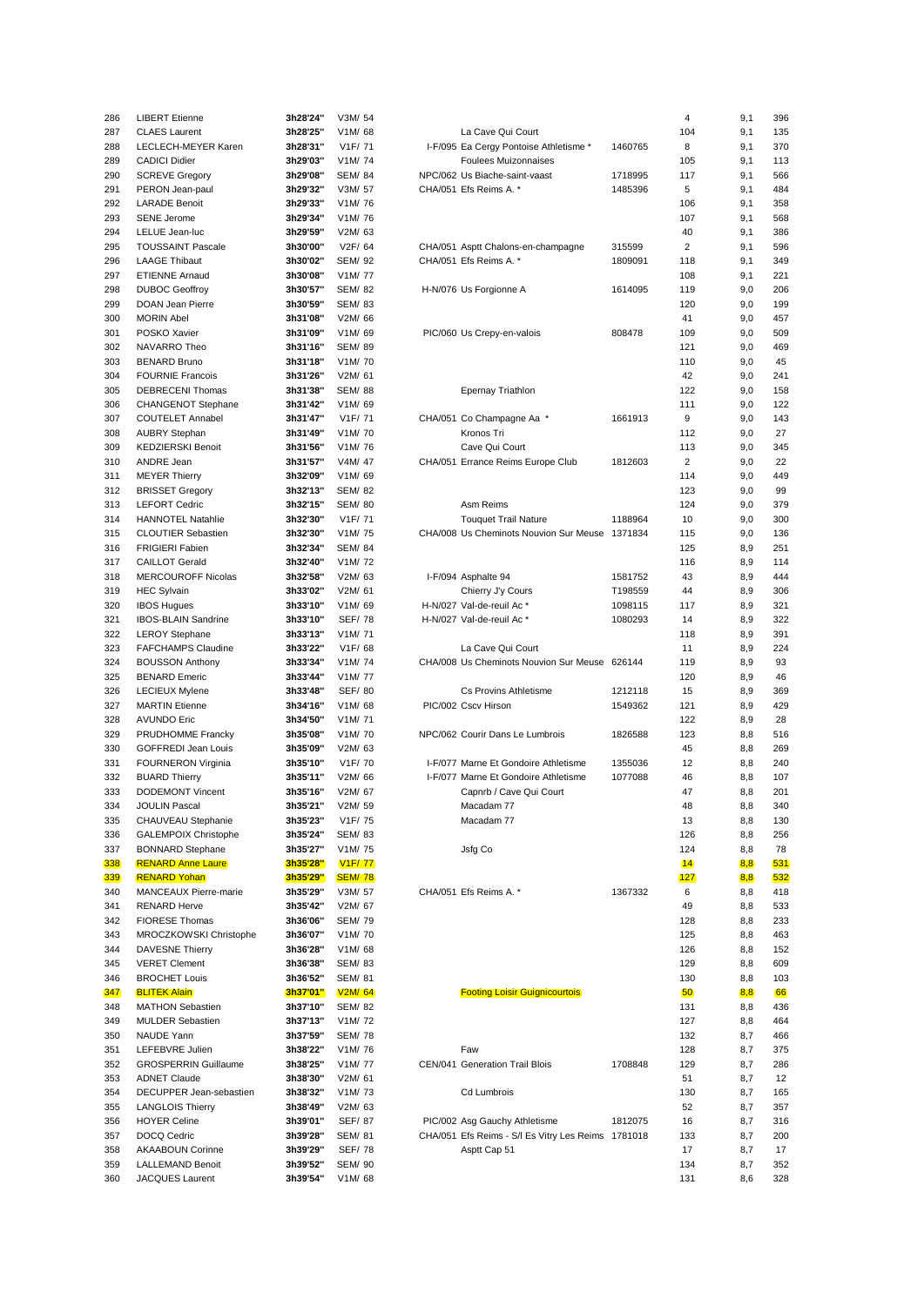| | | | | | | | | |
|---|---|---|---|---|---|---|---|---|
| 286 | LIBERT Etienne | 3h28'24" | V3M/ 54 | | | 4 | 9,1 | 396 |
| 287 | CLAES Laurent | 3h28'25" | V1M/ 68 | La Cave Qui Court | | 104 | 9,1 | 135 |
| 288 | LECLECH-MEYER Karen | 3h28'31" | V1F/ 71 | I-F/095 Ea Cergy Pontoise Athletisme * | 1460765 | 8 | 9,1 | 370 |
| 289 | CADICI Didier | 3h29'03" | V1M/ 74 | Foulees Muizonnaises | | 105 | 9,1 | 113 |
| 290 | SCREVE Gregory | 3h29'08" | SEM/ 84 | NPC/062 Us Biache-saint-vaast | 1718995 | 117 | 9,1 | 566 |
| 291 | PERON Jean-paul | 3h29'32" | V3M/ 57 | CHA/051 Efs Reims A. * | 1485396 | 5 | 9,1 | 484 |
| 292 | LARADE Benoit | 3h29'33" | V1M/ 76 | | | 106 | 9,1 | 358 |
| 293 | SENE Jerome | 3h29'34" | V1M/ 76 | | | 107 | 9,1 | 568 |
| 294 | LELUE Jean-luc | 3h29'59" | V2M/ 63 | | | 40 | 9,1 | 386 |
| 295 | TOUSSAINT Pascale | 3h30'00" | V2F/ 64 | CHA/051 Asptt Chalons-en-champagne | 315599 | 2 | 9,1 | 596 |
| 296 | LAAGE Thibaut | 3h30'02" | SEM/ 92 | CHA/051 Efs Reims A. * | 1809091 | 118 | 9,1 | 349 |
| 297 | ETIENNE Arnaud | 3h30'08" | V1M/ 77 | | | 108 | 9,1 | 221 |
| 298 | DUBOC Geoffroy | 3h30'57" | SEM/ 82 | H-N/076 Us Forgionne A | 1614095 | 119 | 9,0 | 206 |
| 299 | DOAN Jean Pierre | 3h30'59" | SEM/ 83 | | | 120 | 9,0 | 199 |
| 300 | MORIN Abel | 3h31'08" | V2M/ 66 | | | 41 | 9,0 | 457 |
| 301 | POSKO Xavier | 3h31'09" | V1M/ 69 | PIC/060 Us Crepy-en-valois | 808478 | 109 | 9,0 | 509 |
| 302 | NAVARRO Theo | 3h31'16" | SEM/ 89 | | | 121 | 9,0 | 469 |
| 303 | BENARD Bruno | 3h31'18" | V1M/ 70 | | | 110 | 9,0 | 45 |
| 304 | FOURNIE Francois | 3h31'26" | V2M/ 61 | | | 42 | 9,0 | 241 |
| 305 | DEBRECENI Thomas | 3h31'38" | SEM/ 88 | Epernay Triathlon | | 122 | 9,0 | 158 |
| 306 | CHANGENOT Stephane | 3h31'42" | V1M/ 69 | | | 111 | 9,0 | 122 |
| 307 | COUTELET Annabel | 3h31'47" | V1F/ 71 | CHA/051 Co Champagne Aa * | 1661913 | 9 | 9,0 | 143 |
| 308 | AUBRY Stephan | 3h31'49" | V1M/ 70 | Kronos Tri | | 112 | 9,0 | 27 |
| 309 | KEDZIERSKI Benoit | 3h31'56" | V1M/ 76 | Cave Qui Court | | 113 | 9,0 | 345 |
| 310 | ANDRE Jean | 3h31'57" | V4M/ 47 | CHA/051 Errance Reims Europe Club | 1812603 | 2 | 9,0 | 22 |
| 311 | MEYER Thierry | 3h32'09" | V1M/ 69 | | | 114 | 9,0 | 449 |
| 312 | BRISSET Gregory | 3h32'13" | SEM/ 82 | | | 123 | 9,0 | 99 |
| 313 | LEFORT Cedric | 3h32'15" | SEM/ 80 | Asm Reims | | 124 | 9,0 | 379 |
| 314 | HANNOTEL Natahlie | 3h32'30" | V1F/ 71 | Touquet Trail Nature | 1188964 | 10 | 9,0 | 300 |
| 315 | CLOUTIER Sebastien | 3h32'30" | V1M/ 75 | CHA/008 Us Cheminots Nouvion Sur Meuse | 1371834 | 115 | 9,0 | 136 |
| 316 | FRIGIERI Fabien | 3h32'34" | SEM/ 84 | | | 125 | 8,9 | 251 |
| 317 | CAILLOT Gerald | 3h32'40" | V1M/ 72 | | | 116 | 8,9 | 114 |
| 318 | MERCOUROFF Nicolas | 3h32'58" | V2M/ 63 | I-F/094 Asphalte 94 | 1581752 | 43 | 8,9 | 444 |
| 319 | HEC Sylvain | 3h33'02" | V2M/ 61 | Chierry J'y Cours | T198559 | 44 | 8,9 | 306 |
| 320 | IBOS Hugues | 3h33'10" | V1M/ 69 | H-N/027 Val-de-reuil Ac * | 1098115 | 117 | 8,9 | 321 |
| 321 | IBOS-BLAIN Sandrine | 3h33'10" | SEF/ 78 | H-N/027 Val-de-reuil Ac * | 1080293 | 14 | 8,9 | 322 |
| 322 | LEROY Stephane | 3h33'13" | V1M/ 71 | | | 118 | 8,9 | 391 |
| 323 | FAFCHAMPS Claudine | 3h33'22" | V1F/ 68 | La Cave Qui Court | | 11 | 8,9 | 224 |
| 324 | BOUSSON Anthony | 3h33'34" | V1M/ 74 | CHA/008 Us Cheminots Nouvion Sur Meuse | 626144 | 119 | 8,9 | 93 |
| 325 | BENARD Emeric | 3h33'44" | V1M/ 77 | | | 120 | 8,9 | 46 |
| 326 | LECIEUX Mylene | 3h33'48" | SEF/ 80 | Cs Provins Athletisme | 1212118 | 15 | 8,9 | 369 |
| 327 | MARTIN Etienne | 3h34'16" | V1M/ 68 | PIC/002 Cscv Hirson | 1549362 | 121 | 8,9 | 429 |
| 328 | AVUNDO Eric | 3h34'50" | V1M/ 71 | | | 122 | 8,9 | 28 |
| 329 | PRUDHOMME Francky | 3h35'08" | V1M/ 70 | NPC/062 Courir Dans Le Lumbrois | 1826588 | 123 | 8,8 | 516 |
| 330 | GOFFREDI Jean Louis | 3h35'09" | V2M/ 63 | | | 45 | 8,8 | 269 |
| 331 | FOURNERON Virginia | 3h35'10" | V1F/ 70 | I-F/077 Marne Et Gondoire Athletisme | 1355036 | 12 | 8,8 | 240 |
| 332 | BUARD Thierry | 3h35'11" | V2M/ 66 | I-F/077 Marne Et Gondoire Athletisme | 1077088 | 46 | 8,8 | 107 |
| 333 | DODEMONT Vincent | 3h35'16" | V2M/ 67 | Capnrb / Cave Qui Court | | 47 | 8,8 | 201 |
| 334 | JOULIN Pascal | 3h35'21" | V2M/ 59 | Macadam 77 | | 48 | 8,8 | 340 |
| 335 | CHAUVEAU Stephanie | 3h35'23" | V1F/ 75 | Macadam 77 | | 13 | 8,8 | 130 |
| 336 | GALEMPOIX Christophe | 3h35'24" | SEM/ 83 | | | 126 | 8,8 | 256 |
| 337 | BONNARD Stephane | 3h35'27" | V1M/ 75 | Jsfg Co | | 124 | 8,8 | 78 |
| 338 | RENARD Anne Laure | 3h35'28" | V1F/ 77 | | | 14 | 8,8 | 531 |
| 339 | RENARD Yohan | 3h35'29" | SEM/ 78 | | | 127 | 8,8 | 532 |
| 340 | MANCEAUX Pierre-marie | 3h35'29" | V3M/ 57 | CHA/051 Efs Reims A. * | 1367332 | 6 | 8,8 | 418 |
| 341 | RENARD Herve | 3h35'42" | V2M/ 67 | | | 49 | 8,8 | 533 |
| 342 | FIORESE Thomas | 3h36'06" | SEM/ 79 | | | 128 | 8,8 | 233 |
| 343 | MROCZKOWSKI Christophe | 3h36'07" | V1M/ 70 | | | 125 | 8,8 | 463 |
| 344 | DAVESNE Thierry | 3h36'28" | V1M/ 68 | | | 126 | 8,8 | 152 |
| 345 | VERET Clement | 3h36'38" | SEM/ 83 | | | 129 | 8,8 | 609 |
| 346 | BROCHET Louis | 3h36'52" | SEM/ 81 | | | 130 | 8,8 | 103 |
| 347 | BLITEK Alain | 3h37'01" | V2M/ 64 | Footing Loisir Guignicourtois | | 50 | 8,8 | 66 |
| 348 | MATHON Sebastien | 3h37'10" | SEM/ 82 | | | 131 | 8,8 | 436 |
| 349 | MULDER Sebastien | 3h37'13" | V1M/ 72 | | | 127 | 8,8 | 464 |
| 350 | NAUDE Yann | 3h37'59" | SEM/ 78 | | | 132 | 8,7 | 466 |
| 351 | LEFEBVRE Julien | 3h38'22" | V1M/ 76 | Faw | | 128 | 8,7 | 375 |
| 352 | GROSPERRIN Guillaume | 3h38'25" | V1M/ 77 | CEN/041 Generation Trail Blois | 1708848 | 129 | 8,7 | 286 |
| 353 | ADNET Claude | 3h38'30" | V2M/ 61 | | | 51 | 8,7 | 12 |
| 354 | DECUPPER Jean-sebastien | 3h38'32" | V1M/ 73 | Cd Lumbrois | | 130 | 8,7 | 165 |
| 355 | LANGLOIS Thierry | 3h38'49" | V2M/ 63 | | | 52 | 8,7 | 357 |
| 356 | HOYER Celine | 3h39'01" | SEF/ 87 | PIC/002 Asg Gauchy Athletisme | 1812075 | 16 | 8,7 | 316 |
| 357 | DOCQ Cedric | 3h39'28" | SEM/ 81 | CHA/051 Efs Reims - S/l Es Vitry Les Reims | 1781018 | 133 | 8,7 | 200 |
| 358 | AKAABOUN Corinne | 3h39'29" | SEF/ 78 | Asptt Cap 51 | | 17 | 8,7 | 17 |
| 359 | LALLEMAND Benoit | 3h39'52" | SEM/ 90 | | | 134 | 8,7 | 352 |
| 360 | JACQUES Laurent | 3h39'54" | V1M/ 68 | | | 131 | 8,6 | 328 |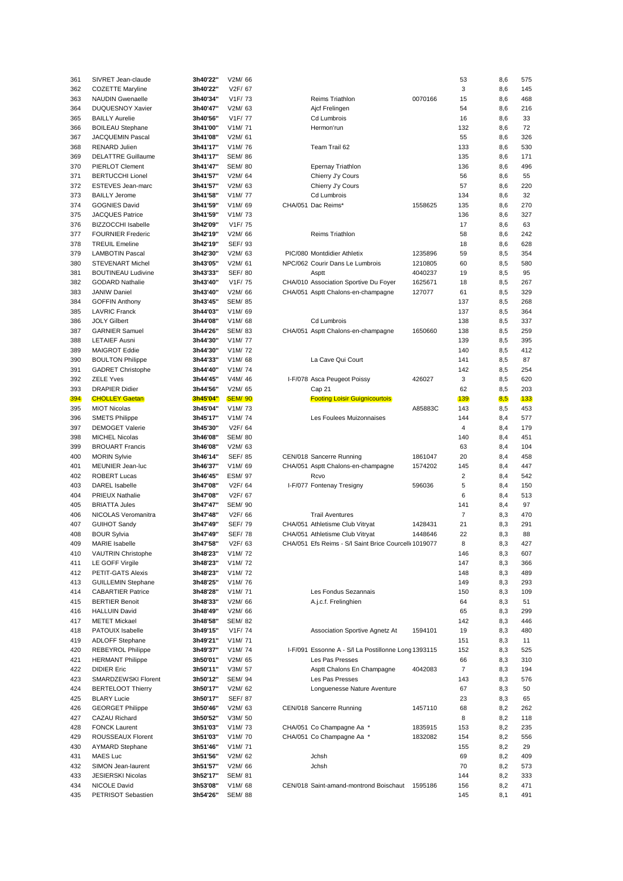| | | | | | | | | | |
|---|---|---|---|---|---|---|---|---|---|
| 361 | SIVRET Jean-claude | **3h40'22"** | V2M/ 66 | | | | 53 | 8,6 | 575 |
| 362 | COZETTE Maryline | **3h40'22"** | V2F/ 67 | | | | 3 | 8,6 | 145 |
| 363 | NAUDIN Gwenaelle | **3h40'34"** | V1F/ 73 | | Reims Triathlon | 0070166 | 15 | 8,6 | 468 |
| 364 | DUQUESNOY Xavier | **3h40'47"** | V2M/ 63 | | Ajcf Frelingen | | 54 | 8,6 | 216 |
| 365 | BAILLY Aurelie | **3h40'56"** | V1F/ 77 | | Cd Lumbrois | | 16 | 8,6 | 33 |
| 366 | BOILEAU Stephane | **3h41'00"** | V1M/ 71 | | Hermon'run | | 132 | 8,6 | 72 |
| 367 | JACQUEMIN Pascal | **3h41'08"** | V2M/ 61 | | | | 55 | 8,6 | 326 |
| 368 | RENARD Julien | **3h41'17"** | V1M/ 76 | | Team Trail 62 | | 133 | 8,6 | 530 |
| 369 | DELATTRE Guillaume | **3h41'17"** | SEM/ 86 | | | | 135 | 8,6 | 171 |
| 370 | PIERLOT Clement | **3h41'47"** | SEM/ 80 | | Epernay Triathlon | | 136 | 8,6 | 496 |
| 371 | BERTUCCHI Lionel | **3h41'57"** | V2M/ 64 | | Chierry J'y Cours | | 56 | 8,6 | 55 |
| 372 | ESTEVES Jean-marc | **3h41'57"** | V2M/ 63 | | Chierry J'y Cours | | 57 | 8,6 | 220 |
| 373 | BAILLY Jerome | **3h41'58"** | V1M/ 77 | | Cd Lumbrois | | 134 | 8,6 | 32 |
| 374 | GOGNIES David | **3h41'59"** | V1M/ 69 | CHA/051 | Dac Reims* | 1558625 | 135 | 8,6 | 270 |
| 375 | JACQUES Patrice | **3h41'59"** | V1M/ 73 | | | | 136 | 8,6 | 327 |
| 376 | BIZZOCCHI Isabelle | **3h42'09"** | V1F/ 75 | | | | 17 | 8,6 | 63 |
| 377 | FOURNIER Frederic | **3h42'19"** | V2M/ 66 | | Reims Triathlon | | 58 | 8,6 | 242 |
| 378 | TREUIL Emeline | **3h42'19"** | SEF/ 93 | | | | 18 | 8,6 | 628 |
| 379 | LAMBOTIN Pascal | **3h42'30"** | V2M/ 63 | PIC/080 | Montdidier Athletix | 1235896 | 59 | 8,5 | 354 |
| 380 | STEVENART Michel | **3h43'05"** | V2M/ 61 | NPC/062 | Courir Dans Le Lumbrois | 1210805 | 60 | 8,5 | 580 |
| 381 | BOUTINEAU Ludivine | **3h43'33"** | SEF/ 80 | | Asptt | 4040237 | 19 | 8,5 | 95 |
| 382 | GODARD Nathalie | **3h43'40"** | V1F/ 75 | CHA/010 | Association Sportive Du Foyer | 1625671 | 18 | 8,5 | 267 |
| 383 | JANIW Daniel | **3h43'40"** | V2M/ 66 | CHA/051 | Asptt Chalons-en-champagne | 127077 | 61 | 8,5 | 329 |
| 384 | GOFFIN Anthony | **3h43'45"** | SEM/ 85 | | | | 137 | 8,5 | 268 |
| 385 | LAVRIC Franck | **3h44'03"** | V1M/ 69 | | | | 137 | 8,5 | 364 |
| 386 | JOLY Gilbert | **3h44'08"** | V1M/ 68 | | Cd Lumbrois | | 138 | 8,5 | 337 |
| 387 | GARNIER Samuel | **3h44'26"** | SEM/ 83 | CHA/051 | Asptt Chalons-en-champagne | 1650660 | 138 | 8,5 | 259 |
| 388 | LETAIEF Ausni | **3h44'30"** | V1M/ 77 | | | | 139 | 8,5 | 395 |
| 389 | MAIGROT Eddie | **3h44'30"** | V1M/ 72 | | | | 140 | 8,5 | 412 |
| 390 | BOULTON Philippe | **3h44'33"** | V1M/ 68 | | La Cave Qui Court | | 141 | 8,5 | 87 |
| 391 | GADRET Christophe | **3h44'40"** | V1M/ 74 | | | | 142 | 8,5 | 254 |
| 392 | ZELE Yves | **3h44'45"** | V4M/ 46 | I-F/078 | Asca Peugeot Poissy | 426027 | 3 | 8,5 | 620 |
| 393 | DRAPIER Didier | **3h44'56"** | V2M/ 65 | | Cap 21 | | 62 | 8,5 | 203 |
| 394 | CHOLLEY Gaetan | **3h45'04"** | SEM/ 90 | | Footing Loisir Guignicourtois | | 139 | 8,5 | 133 |
| 395 | MIOT Nicolas | **3h45'04"** | V1M/ 73 | | | A85883C | 143 | 8,5 | 453 |
| 396 | SMETS Philippe | **3h45'17"** | V1M/ 74 | | Les Foulees Muizonnaises | | 144 | 8,4 | 577 |
| 397 | DEMOGET Valerie | **3h45'30"** | V2F/ 64 | | | | 4 | 8,4 | 179 |
| 398 | MICHEL Nicolas | **3h46'08"** | SEM/ 80 | | | | 140 | 8,4 | 451 |
| 399 | BROUART Francis | **3h46'08"** | V2M/ 63 | | | | 63 | 8,4 | 104 |
| 400 | MORIN Sylvie | **3h46'14"** | SEF/ 85 | CEN/018 | Sancerre Running | 1861047 | 20 | 8,4 | 458 |
| 401 | MEUNIER Jean-luc | **3h46'37"** | V1M/ 69 | CHA/051 | Asptt Chalons-en-champagne | 1574202 | 145 | 8,4 | 447 |
| 402 | ROBERT Lucas | **3h46'45"** | ESM/ 97 | | Rcvo | | 2 | 8,4 | 542 |
| 403 | DAREL Isabelle | **3h47'08"** | V2F/ 64 | I-F/077 | Fontenay Tresigny | 596036 | 5 | 8,4 | 150 |
| 404 | PRIEUX Nathalie | **3h47'08"** | V2F/ 67 | | | | 6 | 8,4 | 513 |
| 405 | BRIATTA Jules | **3h47'47"** | SEM/ 90 | | | | 141 | 8,4 | 97 |
| 406 | NICOLAS Veromanitra | **3h47'48"** | V2F/ 66 | | Trail Aventures | | 7 | 8,3 | 470 |
| 407 | GUIHOT Sandy | **3h47'49"** | SEF/ 79 | CHA/051 | Athletisme Club Vitryat | 1428431 | 21 | 8,3 | 291 |
| 408 | BOUR Sylvia | **3h47'49"** | SEF/ 78 | CHA/051 | Athletisme Club Vitryat | 1448646 | 22 | 8,3 | 88 |
| 409 | MARIE Isabelle | **3h47'58"** | V2F/ 63 | CHA/051 | Efs Reims - S/l Saint Brice Courcell | 1019077 | 8 | 8,3 | 427 |
| 410 | VAUTRIN Christophe | **3h48'23"** | V1M/ 72 | | | | 146 | 8,3 | 607 |
| 411 | LE GOFF Virgile | **3h48'23"** | V1M/ 72 | | | | 147 | 8,3 | 366 |
| 412 | PETIT-GATS Alexis | **3h48'23"** | V1M/ 72 | | | | 148 | 8,3 | 489 |
| 413 | GUILLEMIN Stephane | **3h48'25"** | V1M/ 76 | | | | 149 | 8,3 | 293 |
| 414 | CABARTIER Patrice | **3h48'28"** | V1M/ 71 | | Les Fondus Sezannais | | 150 | 8,3 | 109 |
| 415 | BERTIER Benoit | **3h48'33"** | V2M/ 66 | | A.j.c.f. Frelinghien | | 64 | 8,3 | 51 |
| 416 | HALLUIN David | **3h48'49"** | V2M/ 66 | | | | 65 | 8,3 | 299 |
| 417 | METET Mickael | **3h48'58"** | SEM/ 82 | | | | 142 | 8,3 | 446 |
| 418 | PATOUIX Isabelle | **3h49'15"** | V1F/ 74 | | Association Sportive Agnetz At | 1594101 | 19 | 8,3 | 480 |
| 419 | ADLOFF Stephane | **3h49'21"** | V1M/ 71 | | | | 151 | 8,3 | 11 |
| 420 | REBEYROL Philippe | **3h49'37"** | V1M/ 74 | I-F/091 | Essonne A - S/l La Postillonne Long | 1393115 | 152 | 8,3 | 525 |
| 421 | HERMANT Philippe | **3h50'01"** | V2M/ 65 | | Les Pas Presses | | 66 | 8,3 | 310 |
| 422 | DIDIER Eric | **3h50'11"** | V3M/ 57 | | Asptt Chalons En Champagne | 4042083 | 7 | 8,3 | 194 |
| 423 | SMARDZEWSKI Florent | **3h50'12"** | SEM/ 94 | | Les Pas Presses | | 143 | 8,3 | 576 |
| 424 | BERTELOOT Thierry | **3h50'17"** | V2M/ 62 | | Longuenesse Nature Aventure | | 67 | 8,3 | 50 |
| 425 | BLARY Lucie | **3h50'17"** | SEF/ 87 | | | | 23 | 8,3 | 65 |
| 426 | GEORGET Philippe | **3h50'46"** | V2M/ 63 | CEN/018 | Sancerre Running | 1457110 | 68 | 8,2 | 262 |
| 427 | CAZAU Richard | **3h50'52"** | V3M/ 50 | | | | 8 | 8,2 | 118 |
| 428 | FONCK Laurent | **3h51'03"** | V1M/ 73 | CHA/051 | Co Champagne Aa * | 1835915 | 153 | 8,2 | 235 |
| 429 | ROUSSEAUX Florent | **3h51'03"** | V1M/ 70 | CHA/051 | Co Champagne Aa * | 1832082 | 154 | 8,2 | 556 |
| 430 | AYMARD Stephane | **3h51'46"** | V1M/ 71 | | | | 155 | 8,2 | 29 |
| 431 | MAES Luc | **3h51'56"** | V2M/ 62 | | Jchsh | | 69 | 8,2 | 409 |
| 432 | SIMON Jean-laurent | **3h51'57"** | V2M/ 66 | | Jchsh | | 70 | 8,2 | 573 |
| 433 | JESIERSKI Nicolas | **3h52'17"** | SEM/ 81 | | | | 144 | 8,2 | 333 |
| 434 | NICOLE David | **3h53'08"** | V1M/ 68 | CEN/018 | Saint-amand-montrond Boischaut | 1595186 | 156 | 8,2 | 471 |
| 435 | PETRISOT Sebastien | **3h54'26"** | SEM/ 88 | | | | 145 | 8,1 | 491 |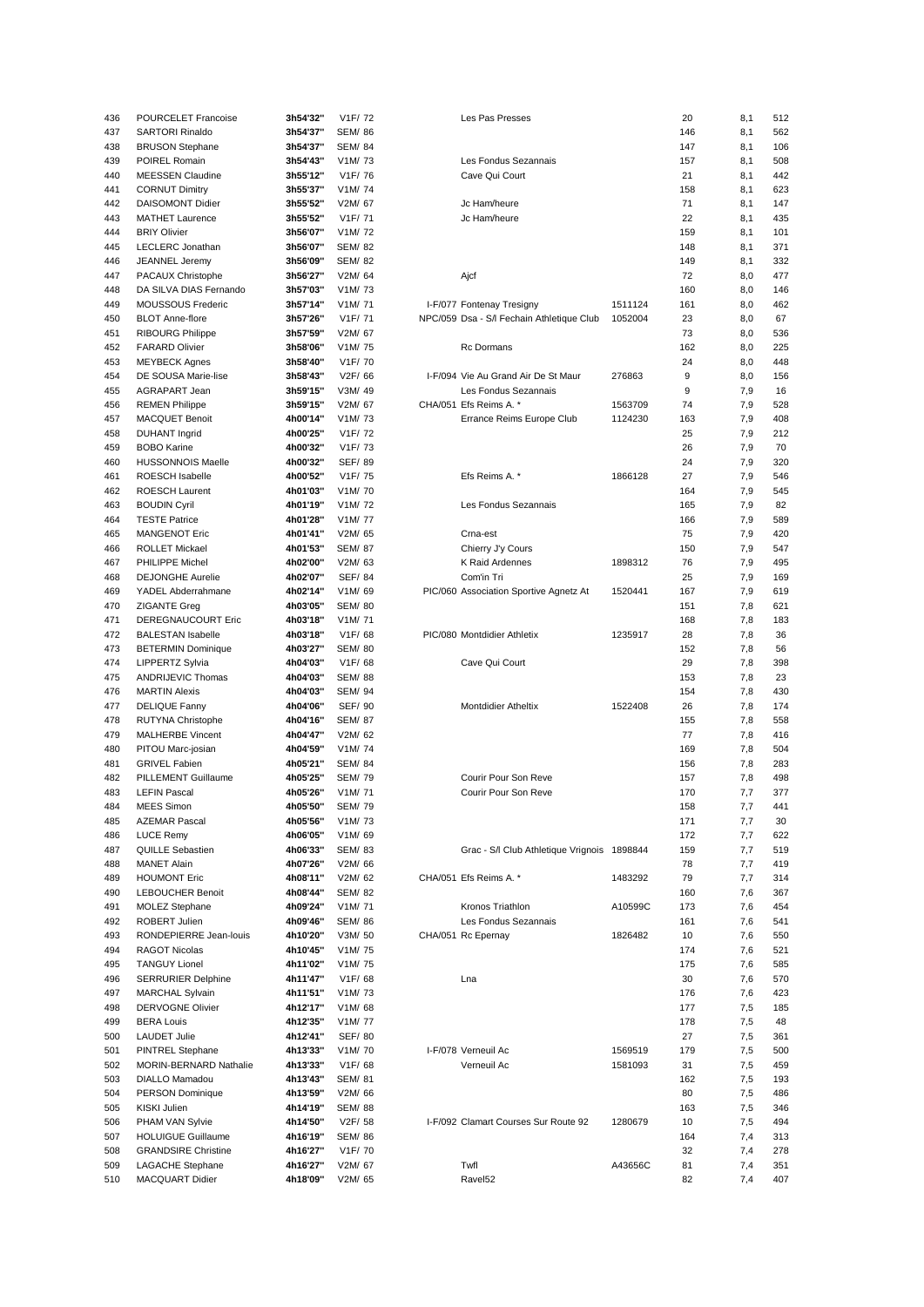| | | | | | | | | | |
|---|---|---|---|---|---|---|---|---|---|
| 436 | POURCELET Francoise | **3h54'32"** | V1F/ 72 | | Les Pas Presses | | 20 | 8,1 | 512 |
| 437 | SARTORI Rinaldo | **3h54'37"** | SEM/ 86 | | | | 146 | 8,1 | 562 |
| 438 | BRUSON Stephane | **3h54'37"** | SEM/ 84 | | | | 147 | 8,1 | 106 |
| 439 | POIREL Romain | **3h54'43"** | V1M/ 73 | | Les Fondus Sezannais | | 157 | 8,1 | 508 |
| 440 | MEESSEN Claudine | **3h55'12"** | V1F/ 76 | | Cave Qui Court | | 21 | 8,1 | 442 |
| 441 | CORNUT Dimitry | **3h55'37"** | V1M/ 74 | | | | 158 | 8,1 | 623 |
| 442 | DAISOMONT Didier | **3h55'52"** | V2M/ 67 | | Jc Ham/heure | | 71 | 8,1 | 147 |
| 443 | MATHET Laurence | **3h55'52"** | V1F/ 71 | | Jc Ham/heure | | 22 | 8,1 | 435 |
| 444 | BRIY Olivier | **3h56'07"** | V1M/ 72 | | | | 159 | 8,1 | 101 |
| 445 | LECLERC Jonathan | **3h56'07"** | SEM/ 82 | | | | 148 | 8,1 | 371 |
| 446 | JEANNEL Jeremy | **3h56'09"** | SEM/ 82 | | | | 149 | 8,1 | 332 |
| 447 | PACAUX Christophe | **3h56'27"** | V2M/ 64 | | Ajcf | | 72 | 8,0 | 477 |
| 448 | DA SILVA DIAS Fernando | **3h57'03"** | V1M/ 73 | | | | 160 | 8,0 | 146 |
| 449 | MOUSSOUS Frederic | **3h57'14"** | V1M/ 71 | I-F/077 | Fontenay Tresigny | 1511124 | 161 | 8,0 | 462 |
| 450 | BLOT Anne-flore | **3h57'26"** | V1F/ 71 | NPC/059 | Dsa - S/l Fechain Athletique Club | 1052004 | 23 | 8,0 | 67 |
| 451 | RIBOURG Philippe | **3h57'59"** | V2M/ 67 | | | | 73 | 8,0 | 536 |
| 452 | FARARD Olivier | **3h58'06"** | V1M/ 75 | | Rc Dormans | | 162 | 8,0 | 225 |
| 453 | MEYBECK Agnes | **3h58'40"** | V1F/ 70 | | | | 24 | 8,0 | 448 |
| 454 | DE SOUSA Marie-lise | **3h58'43"** | V2F/ 66 | I-F/094 | Vie Au Grand Air De St Maur | 276863 | 9 | 8,0 | 156 |
| 455 | AGRAPART Jean | **3h59'15"** | V3M/ 49 | | Les Fondus Sezannais | | 9 | 7,9 | 16 |
| 456 | REMEN Philippe | **3h59'15"** | V2M/ 67 | CHA/051 | Efs Reims A. * | 1563709 | 74 | 7,9 | 528 |
| 457 | MACQUET Benoit | **4h00'14"** | V1M/ 73 | | Errance Reims Europe Club | 1124230 | 163 | 7,9 | 408 |
| 458 | DUHANT Ingrid | **4h00'25"** | V1F/ 72 | | | | 25 | 7,9 | 212 |
| 459 | BOBO Karine | **4h00'32"** | V1F/ 73 | | | | 26 | 7,9 | 70 |
| 460 | HUSSONNOIS Maelle | **4h00'32"** | SEF/ 89 | | | | 24 | 7,9 | 320 |
| 461 | ROESCH Isabelle | **4h00'52"** | V1F/ 75 | | Efs Reims A. * | 1866128 | 27 | 7,9 | 546 |
| 462 | ROESCH Laurent | **4h01'03"** | V1M/ 70 | | | | 164 | 7,9 | 545 |
| 463 | BOUDIN Cyril | **4h01'19"** | V1M/ 72 | | Les Fondus Sezannais | | 165 | 7,9 | 82 |
| 464 | TESTE Patrice | **4h01'28"** | V1M/ 77 | | | | 166 | 7,9 | 589 |
| 465 | MANGENOT Eric | **4h01'41"** | V2M/ 65 | | Crna-est | | 75 | 7,9 | 420 |
| 466 | ROLLET Mickael | **4h01'53"** | SEM/ 87 | | Chierry J'y Cours | | 150 | 7,9 | 547 |
| 467 | PHILIPPE Michel | **4h02'00"** | V2M/ 63 | | K Raid Ardennes | 1898312 | 76 | 7,9 | 495 |
| 468 | DEJONGHE Aurelie | **4h02'07"** | SEF/ 84 | | Com'in Tri | | 25 | 7,9 | 169 |
| 469 | YADEL Abderrahmane | **4h02'14"** | V1M/ 69 | PIC/060 | Association Sportive Agnetz At | 1520441 | 167 | 7,9 | 619 |
| 470 | ZIGANTE Greg | **4h03'05"** | SEM/ 80 | | | | 151 | 7,8 | 621 |
| 471 | DEREGNAUCOURT Eric | **4h03'18"** | V1M/ 71 | | | | 168 | 7,8 | 183 |
| 472 | BALESTAN Isabelle | **4h03'18"** | V1F/ 68 | PIC/080 | Montdidier Athletix | 1235917 | 28 | 7,8 | 36 |
| 473 | BETERMIN Dominique | **4h03'27"** | SEM/ 80 | | | | 152 | 7,8 | 56 |
| 474 | LIPPERTZ Sylvia | **4h04'03"** | V1F/ 68 | | Cave Qui Court | | 29 | 7,8 | 398 |
| 475 | ANDRIJEVIC Thomas | **4h04'03"** | SEM/ 88 | | | | 153 | 7,8 | 23 |
| 476 | MARTIN Alexis | **4h04'03"** | SEM/ 94 | | | | 154 | 7,8 | 430 |
| 477 | DELIQUE Fanny | **4h04'06"** | SEF/ 90 | | Montdidier Atheltix | 1522408 | 26 | 7,8 | 174 |
| 478 | RUTYNA Christophe | **4h04'16"** | SEM/ 87 | | | | 155 | 7,8 | 558 |
| 479 | MALHERBE Vincent | **4h04'47"** | V2M/ 62 | | | | 77 | 7,8 | 416 |
| 480 | PITOU Marc-josian | **4h04'59"** | V1M/ 74 | | | | 169 | 7,8 | 504 |
| 481 | GRIVEL Fabien | **4h05'21"** | SEM/ 84 | | | | 156 | 7,8 | 283 |
| 482 | PILLEMENT Guillaume | **4h05'25"** | SEM/ 79 | | Courir Pour Son Reve | | 157 | 7,8 | 498 |
| 483 | LEFIN Pascal | **4h05'26"** | V1M/ 71 | | Courir Pour Son Reve | | 170 | 7,7 | 377 |
| 484 | MEES Simon | **4h05'50"** | SEM/ 79 | | | | 158 | 7,7 | 441 |
| 485 | AZEMAR Pascal | **4h05'56"** | V1M/ 73 | | | | 171 | 7,7 | 30 |
| 486 | LUCE Remy | **4h06'05"** | V1M/ 69 | | | | 172 | 7,7 | 622 |
| 487 | QUILLE Sebastien | **4h06'33"** | SEM/ 83 | | Grac - S/l Club Athletique Vrignois | 1898844 | 159 | 7,7 | 519 |
| 488 | MANET Alain | **4h07'26"** | V2M/ 66 | | | | 78 | 7,7 | 419 |
| 489 | HOUMONT Eric | **4h08'11"** | V2M/ 62 | CHA/051 | Efs Reims A. * | 1483292 | 79 | 7,7 | 314 |
| 490 | LEBOUCHER Benoit | **4h08'44"** | SEM/ 82 | | | | 160 | 7,6 | 367 |
| 491 | MOLEZ Stephane | **4h09'24"** | V1M/ 71 | | Kronos Triathlon | A10599C | 173 | 7,6 | 454 |
| 492 | ROBERT Julien | **4h09'46"** | SEM/ 86 | | Les Fondus Sezannais | | 161 | 7,6 | 541 |
| 493 | RONDEPIERRE Jean-louis | **4h10'20"** | V3M/ 50 | CHA/051 | Rc Epernay | 1826482 | 10 | 7,6 | 550 |
| 494 | RAGOT Nicolas | **4h10'45"** | V1M/ 75 | | | | 174 | 7,6 | 521 |
| 495 | TANGUY Lionel | **4h11'02"** | V1M/ 75 | | | | 175 | 7,6 | 585 |
| 496 | SERRURIER Delphine | **4h11'47"** | V1F/ 68 | | Lna | | 30 | 7,6 | 570 |
| 497 | MARCHAL Sylvain | **4h11'51"** | V1M/ 73 | | | | 176 | 7,6 | 423 |
| 498 | DERVOGNE Olivier | **4h12'17"** | V1M/ 68 | | | | 177 | 7,5 | 185 |
| 499 | BERA Louis | **4h12'35"** | V1M/ 77 | | | | 178 | 7,5 | 48 |
| 500 | LAUDET Julie | **4h12'41"** | SEF/ 80 | | | | 27 | 7,5 | 361 |
| 501 | PINTREL Stephane | **4h13'33"** | V1M/ 70 | I-F/078 | Verneuil Ac | 1569519 | 179 | 7,5 | 500 |
| 502 | MORIN-BERNARD Nathalie | **4h13'33"** | V1F/ 68 | | Verneuil Ac | 1581093 | 31 | 7,5 | 459 |
| 503 | DIALLO Mamadou | **4h13'43"** | SEM/ 81 | | | | 162 | 7,5 | 193 |
| 504 | PERSON Dominique | **4h13'59"** | V2M/ 66 | | | | 80 | 7,5 | 486 |
| 505 | KISKI Julien | **4h14'19"** | SEM/ 88 | | | | 163 | 7,5 | 346 |
| 506 | PHAM VAN Sylvie | **4h14'50"** | V2F/ 58 | I-F/092 | Clamart Courses Sur Route 92 | 1280679 | 10 | 7,5 | 494 |
| 507 | HOLUIGUE Guillaume | **4h16'19"** | SEM/ 86 | | | | 164 | 7,4 | 313 |
| 508 | GRANDSIRE Christine | **4h16'27"** | V1F/ 70 | | | | 32 | 7,4 | 278 |
| 509 | LAGACHE Stephane | **4h16'27"** | V2M/ 67 | | Twfl | A43656C | 81 | 7,4 | 351 |
| 510 | MACQUART Didier | **4h18'09"** | V2M/ 65 | | Ravel52 | | 82 | 7,4 | 407 |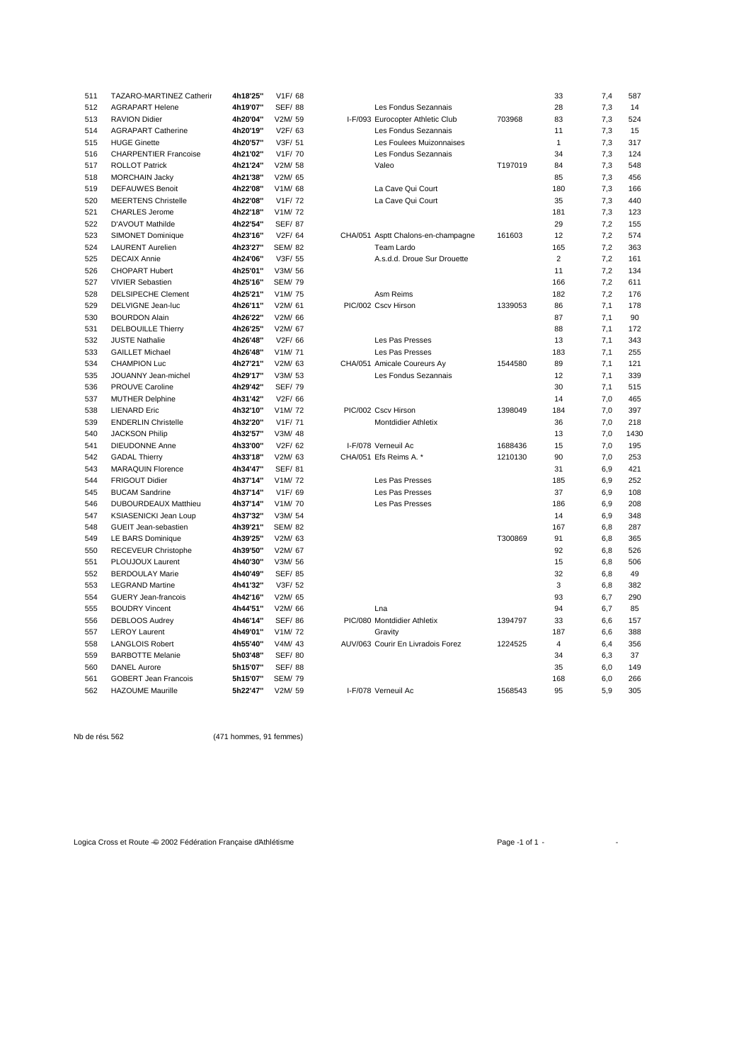| | | | | | | | | | |
|---|---|---|---|---|---|---|---|---|---|
| 511 | TAZARO-MARTINEZ Catherir | **4h18'25''** | V1F/ 68 | | | | 33 | 7,4 | 587 |
| 512 | AGRAPART Helene | **4h19'07''** | SEF/ 88 | | Les Fondus Sezannais | | 28 | 7,3 | 14 |
| 513 | RAVION Didier | **4h20'04''** | V2M/ 59 | I-F/093 | Eurocopter Athletic Club | 703968 | 83 | 7,3 | 524 |
| 514 | AGRAPART Catherine | **4h20'19''** | V2F/ 63 | | Les Fondus Sezannais | | 11 | 7,3 | 15 |
| 515 | HUGE Ginette | **4h20'57''** | V3F/ 51 | | Les Foulees Muizonnaises | | 1 | 7,3 | 317 |
| 516 | CHARPENTIER Francoise | **4h21'02''** | V1F/ 70 | | Les Fondus Sezannais | | 34 | 7,3 | 124 |
| 517 | ROLLOT Patrick | **4h21'24''** | V2M/ 58 | | Valeo | T197019 | 84 | 7,3 | 548 |
| 518 | MORCHAIN Jacky | **4h21'38''** | V2M/ 65 | | | | 85 | 7,3 | 456 |
| 519 | DEFAUWES Benoit | **4h22'08''** | V1M/ 68 | | La Cave Qui Court | | 180 | 7,3 | 166 |
| 520 | MEERTENS Christelle | **4h22'08''** | V1F/ 72 | | La Cave Qui Court | | 35 | 7,3 | 440 |
| 521 | CHARLES Jerome | **4h22'18''** | V1M/ 72 | | | | 181 | 7,3 | 123 |
| 522 | D'AVOUT Mathilde | **4h22'54''** | SEF/ 87 | | | | 29 | 7,2 | 155 |
| 523 | SIMONET Dominique | **4h23'16''** | V2F/ 64 | CHA/051 | Asptt Chalons-en-champagne | 161603 | 12 | 7,2 | 574 |
| 524 | LAURENT Aurelien | **4h23'27''** | SEM/ 82 | | Team Lardo | | 165 | 7,2 | 363 |
| 525 | DECAIX Annie | **4h24'06''** | V3F/ 55 | | A.s.d.d. Droue Sur Drouette | | 2 | 7,2 | 161 |
| 526 | CHOPART Hubert | **4h25'01''** | V3M/ 56 | | | | 11 | 7,2 | 134 |
| 527 | VIVIER Sebastien | **4h25'16''** | SEM/ 79 | | | | 166 | 7,2 | 611 |
| 528 | DELSIPECHE Clement | **4h25'21''** | V1M/ 75 | | Asm Reims | | 182 | 7,2 | 176 |
| 529 | DELVIGNE Jean-luc | **4h26'11''** | V2M/ 61 | PIC/002 | Cscv Hirson | 1339053 | 86 | 7,1 | 178 |
| 530 | BOURDON Alain | **4h26'22''** | V2M/ 66 | | | | 87 | 7,1 | 90 |
| 531 | DELBOUILLE Thierry | **4h26'25''** | V2M/ 67 | | | | 88 | 7,1 | 172 |
| 532 | JUSTE Nathalie | **4h26'48''** | V2F/ 66 | | Les Pas Presses | | 13 | 7,1 | 343 |
| 533 | GAILLET Michael | **4h26'48''** | V1M/ 71 | | Les Pas Presses | | 183 | 7,1 | 255 |
| 534 | CHAMPION Luc | **4h27'21''** | V2M/ 63 | CHA/051 | Amicale Coureurs Ay | 1544580 | 89 | 7,1 | 121 |
| 535 | JOUANNY Jean-michel | **4h29'17''** | V3M/ 53 | | Les Fondus Sezannais | | 12 | 7,1 | 339 |
| 536 | PROUVE Caroline | **4h29'42''** | SEF/ 79 | | | | 30 | 7,1 | 515 |
| 537 | MUTHER Delphine | **4h31'42''** | V2F/ 66 | | | | 14 | 7,0 | 465 |
| 538 | LIENARD Eric | **4h32'10''** | V1M/ 72 | PIC/002 | Cscv Hirson | 1398049 | 184 | 7,0 | 397 |
| 539 | ENDERLIN Christelle | **4h32'20''** | V1F/ 71 | | Montdidier Athletix | | 36 | 7,0 | 218 |
| 540 | JACKSON Philip | **4h32'57''** | V3M/ 48 | | | | 13 | 7,0 | 1430 |
| 541 | DIEUDONNE Anne | **4h33'00''** | V2F/ 62 | I-F/078 | Verneuil Ac | 1688436 | 15 | 7,0 | 195 |
| 542 | GADAL Thierry | **4h33'18''** | V2M/ 63 | CHA/051 | Efs Reims A. * | 1210130 | 90 | 7,0 | 253 |
| 543 | MARAQUIN Florence | **4h34'47''** | SEF/ 81 | | | | 31 | 6,9 | 421 |
| 544 | FRIGOUT Didier | **4h37'14''** | V1M/ 72 | | Les Pas Presses | | 185 | 6,9 | 252 |
| 545 | BUCAM Sandrine | **4h37'14''** | V1F/ 69 | | Les Pas Presses | | 37 | 6,9 | 108 |
| 546 | DUBOURDEAUX Matthieu | **4h37'14''** | V1M/ 70 | | Les Pas Presses | | 186 | 6,9 | 208 |
| 547 | KSIASENICKI Jean Loup | **4h37'32''** | V3M/ 54 | | | | 14 | 6,9 | 348 |
| 548 | GUEIT Jean-sebastien | **4h39'21''** | SEM/ 82 | | | | 167 | 6,8 | 287 |
| 549 | LE BARS Dominique | **4h39'25''** | V2M/ 63 | | | T300869 | 91 | 6,8 | 365 |
| 550 | RECEVEUR Christophe | **4h39'50''** | V2M/ 67 | | | | 92 | 6,8 | 526 |
| 551 | PLOUJOUX Laurent | **4h40'30''** | V3M/ 56 | | | | 15 | 6,8 | 506 |
| 552 | BERDOULAY Marie | **4h40'49''** | SEF/ 85 | | | | 32 | 6,8 | 49 |
| 553 | LEGRAND Martine | **4h41'32''** | V3F/ 52 | | | | 3 | 6,8 | 382 |
| 554 | GUERY Jean-francois | **4h42'16''** | V2M/ 65 | | | | 93 | 6,7 | 290 |
| 555 | BOUDRY Vincent | **4h44'51''** | V2M/ 66 | | Lna | | 94 | 6,7 | 85 |
| 556 | DEBLOOS Audrey | **4h46'14''** | SEF/ 86 | PIC/080 | Montdidier Athletix | 1394797 | 33 | 6,6 | 157 |
| 557 | LEROY Laurent | **4h49'01''** | V1M/ 72 | | Gravity | | 187 | 6,6 | 388 |
| 558 | LANGLOIS Robert | **4h55'40''** | V4M/ 43 | AUV/063 | Courir En Livradois Forez | 1224525 | 4 | 6,4 | 356 |
| 559 | BARBOTTE Melanie | **5h03'48''** | SEF/ 80 | | | | 34 | 6,3 | 37 |
| 560 | DANEL Aurore | **5h15'07''** | SEF/ 88 | | | | 35 | 6,0 | 149 |
| 561 | GOBERT Jean Francois | **5h15'07''** | SEM/ 79 | | | | 168 | 6,0 | 266 |
| 562 | HAZOUME Maurille | **5h22'47''** | V2M/ 59 | I-F/078 | Verneuil Ac | 1568543 | 95 | 5,9 | 305 |

Nb de résu 562 (471 hommes, 91 femmes)

Logica Cross et Route -© 2002 Fédération Française d'Athlétisme